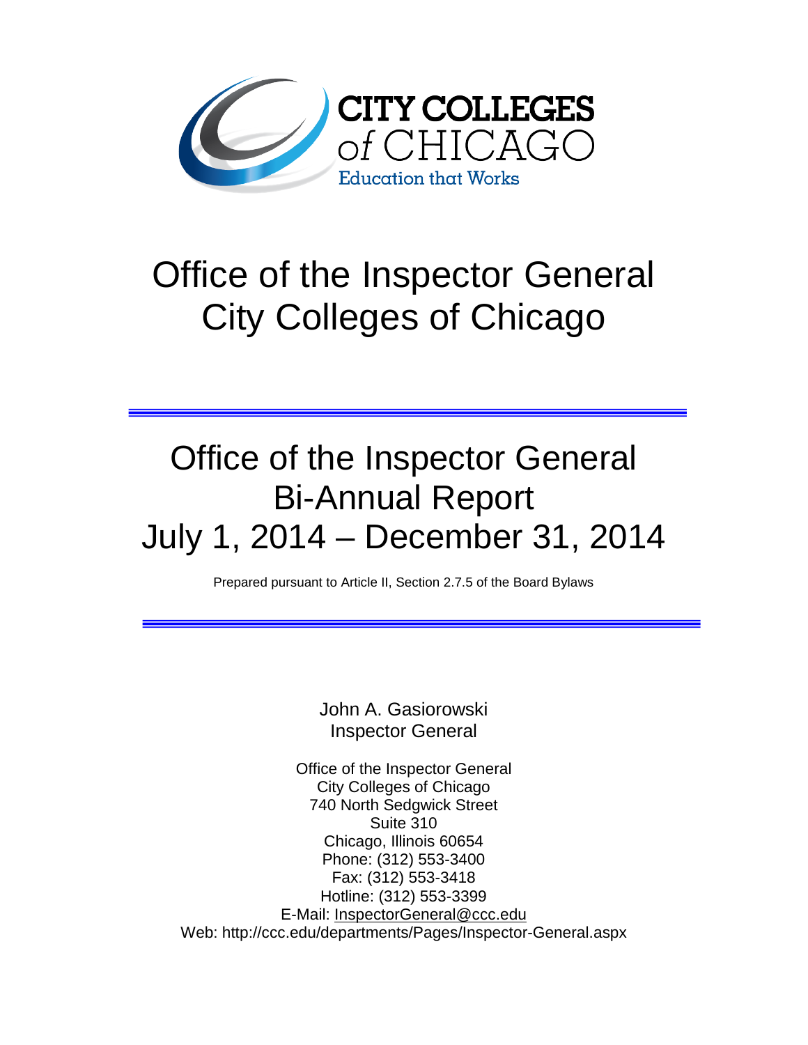CITY COLLEGES of CHICAGO

Education that Works

# Office of the Inspector General
# City Colleges of Chicago

---

# Office of the Inspector General
# Bi-Annual Report
# July 1, 2014 – December 31, 2014

Prepared pursuant to Article II, Section 2.7.5 of the Board Bylaws

---

John A. Gasiorowski
Inspector General

Office of the Inspector General
City Colleges of Chicago
740 North Sedgwick Street
Suite 310
Chicago, Illinois 60654
Phone: (312) 553-3400
Fax: (312) 553-3418
Hotline: (312) 553-3399
E-Mail: InspectorGeneral@ccc.edu
Web: http://ccc.edu/departments/Pages/Inspector-General.aspx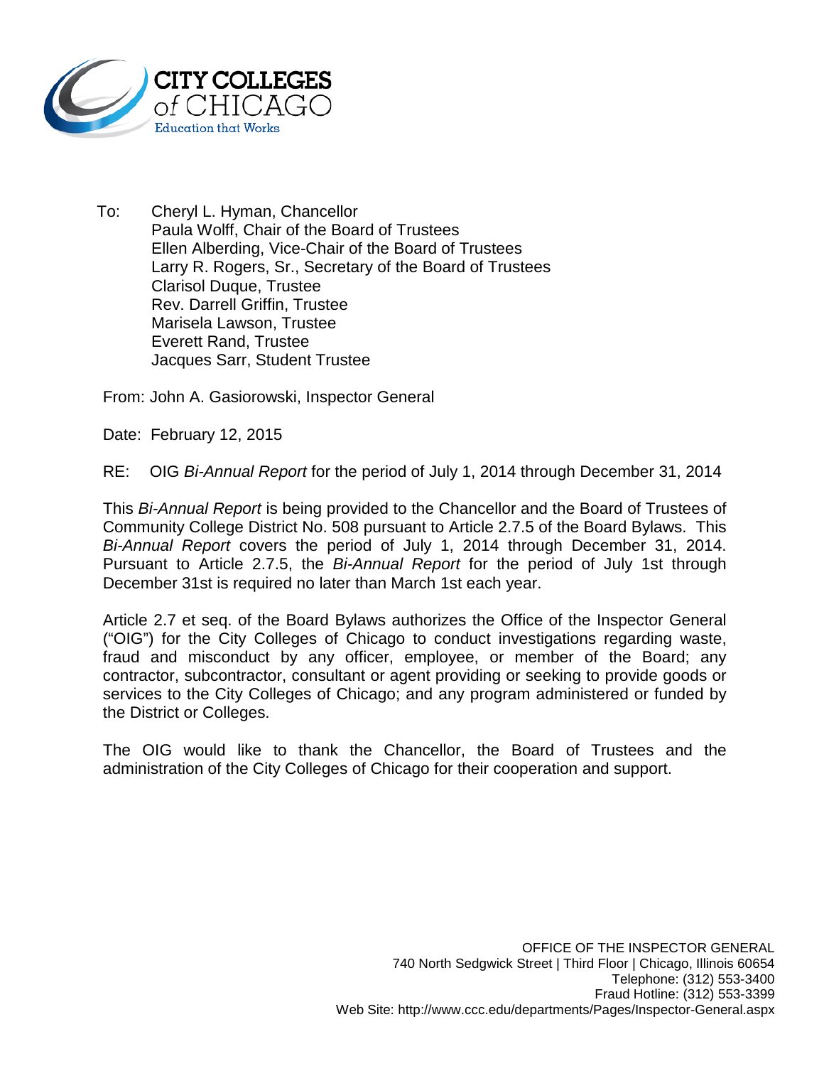To: Cheryl L. Hyman, Chancellor
Paula Wolff, Chair of the Board of Trustees
Ellen Alberding, Vice-Chair of the Board of Trustees
Larry R. Rogers, Sr., Secretary of the Board of Trustees
Clarisol Duque, Trustee
Rev. Darrell Griffin, Trustee
Marisela Lawson, Trustee
Everett Rand, Trustee
Jacques Sarr, Student Trustee

From: John A. Gasiorowski, Inspector General

Date: February 12, 2015

RE: OIG *Bi-Annual Report* for the period of July 1, 2014 through December 31, 2014

This *Bi-Annual Report* is being provided to the Chancellor and the Board of Trustees of Community College District No. 508 pursuant to Article 2.7.5 of the Board Bylaws. This *Bi-Annual Report* covers the period of July 1, 2014 through December 31, 2014. Pursuant to Article 2.7.5, the *Bi-Annual Report* for the period of July 1st through December 31st is required no later than March 1st each year.

Article 2.7 et seq. of the Board Bylaws authorizes the Office of the Inspector General ("OIG") for the City Colleges of Chicago to conduct investigations regarding waste, fraud and misconduct by any officer, employee, or member of the Board; any contractor, subcontractor, consultant or agent providing or seeking to provide goods or services to the City Colleges of Chicago; and any program administered or funded by the District or Colleges.

The OIG would like to thank the Chancellor, the Board of Trustees and the administration of the City Colleges of Chicago for their cooperation and support.

OFFICE OF THE INSPECTOR GENERAL
740 North Sedgwick Street | Third Floor | Chicago, Illinois 60654
Telephone: (312) 553-3400
Fraud Hotline: (312) 553-3399
Web Site: http://www.ccc.edu/departments/Pages/Inspector-General.aspx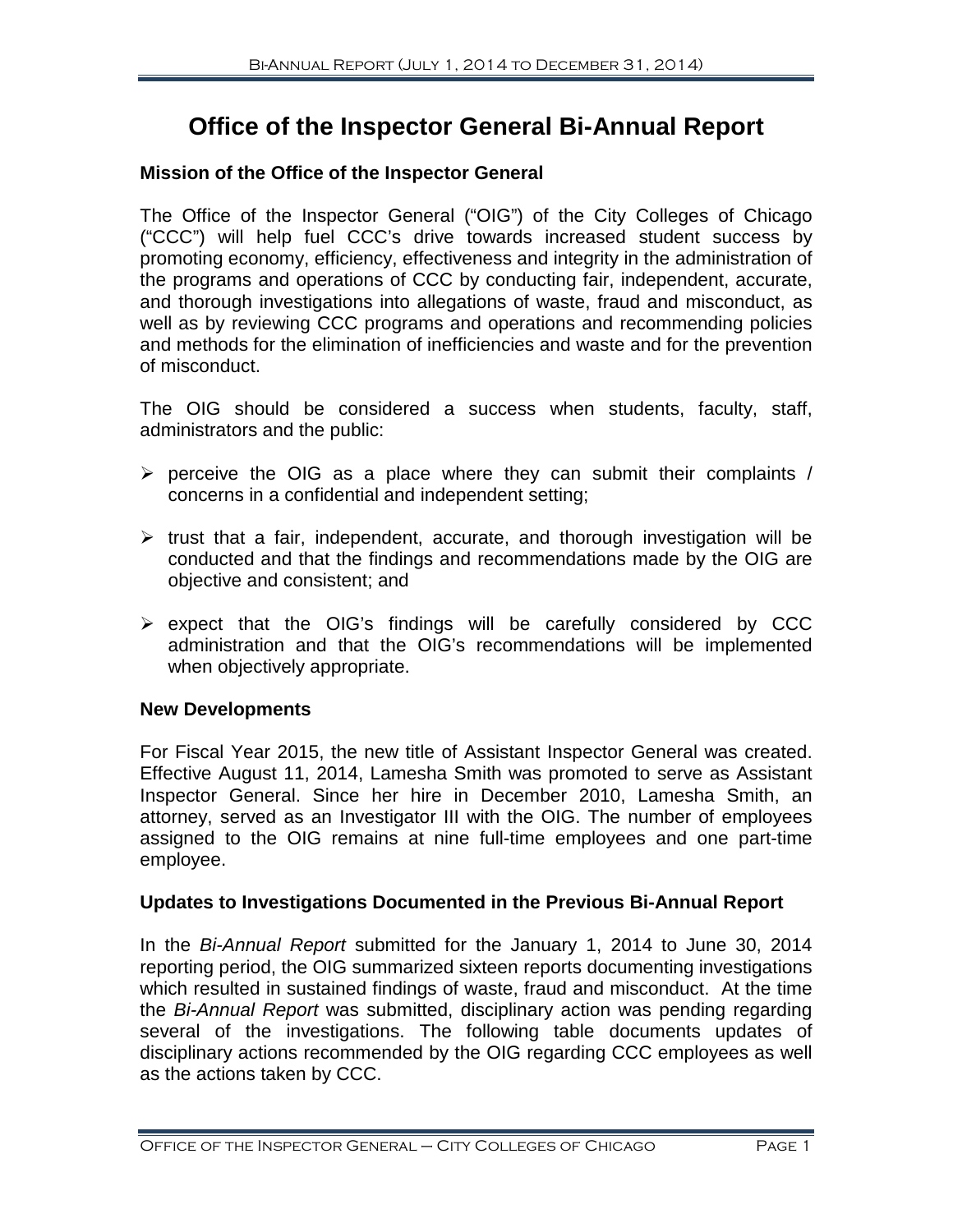# Office of the Inspector General Bi-Annual Report

### Mission of the Office of the Inspector General

The Office of the Inspector General ("OIG") of the City Colleges of Chicago ("CCC") will help fuel CCC's drive towards increased student success by promoting economy, efficiency, effectiveness and integrity in the administration of the programs and operations of CCC by conducting fair, independent, accurate, and thorough investigations into allegations of waste, fraud and misconduct, as well as by reviewing CCC programs and operations and recommending policies and methods for the elimination of inefficiencies and waste and for the prevention of misconduct.

The OIG should be considered a success when students, faculty, staff, administrators and the public:

- perceive the OIG as a place where they can submit their complaints / concerns in a confidential and independent setting;
- trust that a fair, independent, accurate, and thorough investigation will be conducted and that the findings and recommendations made by the OIG are objective and consistent; and
- expect that the OIG's findings will be carefully considered by CCC administration and that the OIG's recommendations will be implemented when objectively appropriate.

### New Developments

For Fiscal Year 2015, the new title of Assistant Inspector General was created. Effective August 11, 2014, Lamesha Smith was promoted to serve as Assistant Inspector General. Since her hire in December 2010, Lamesha Smith, an attorney, served as an Investigator III with the OIG. The number of employees assigned to the OIG remains at nine full-time employees and one part-time employee.

### Updates to Investigations Documented in the Previous Bi-Annual Report

In the *Bi-Annual Report* submitted for the January 1, 2014 to June 30, 2014 reporting period, the OIG summarized sixteen reports documenting investigations which resulted in sustained findings of waste, fraud and misconduct. At the time the *Bi-Annual Report* was submitted, disciplinary action was pending regarding several of the investigations. The following table documents updates of disciplinary actions recommended by the OIG regarding CCC employees as well as the actions taken by CCC.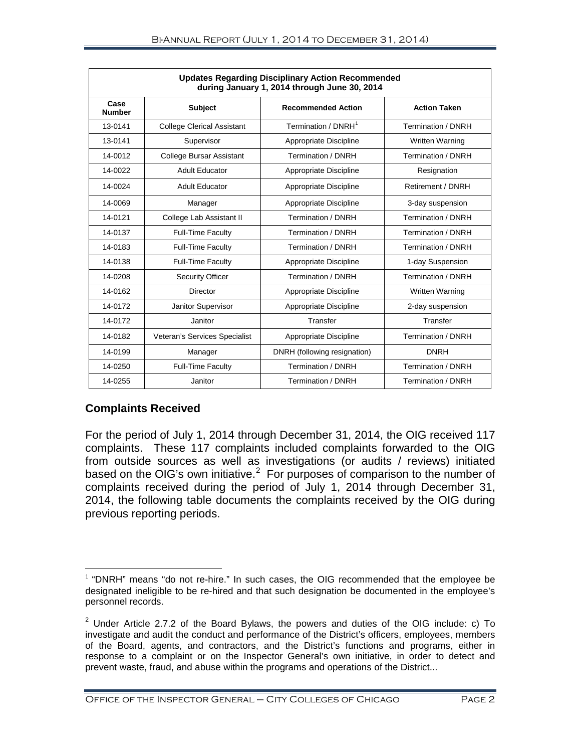| Updates Regarding Disciplinary Action Recommended during January 1, 2014 through June 30, 2014 | | | |
|---|---|---|---|
| Case Number | Subject | Recommended Action | Action Taken |
| 13-0141 | College Clerical Assistant | Termination / DNRH[1] | Termination / DNRH |
| 13-0141 | Supervisor | Appropriate Discipline | Written Warning |
| 14-0012 | College Bursar Assistant | Termination / DNRH | Termination / DNRH |
| 14-0022 | Adult Educator | Appropriate Discipline | Resignation |
| 14-0024 | Adult Educator | Appropriate Discipline | Retirement / DNRH |
| 14-0069 | Manager | Appropriate Discipline | 3-day suspension |
| 14-0121 | College Lab Assistant II | Termination / DNRH | Termination / DNRH |
| 14-0137 | Full-Time Faculty | Termination / DNRH | Termination / DNRH |
| 14-0183 | Full-Time Faculty | Termination / DNRH | Termination / DNRH |
| 14-0138 | Full-Time Faculty | Appropriate Discipline | 1-day Suspension |
| 14-0208 | Security Officer | Termination / DNRH | Termination / DNRH |
| 14-0162 | Director | Appropriate Discipline | Written Warning |
| 14-0172 | Janitor Supervisor | Appropriate Discipline | 2-day suspension |
| 14-0172 | Janitor | Transfer | Transfer |
| 14-0182 | Veteran's Services Specialist | Appropriate Discipline | Termination / DNRH |
| 14-0199 | Manager | DNRH (following resignation) | DNRH |
| 14-0250 | Full-Time Faculty | Termination / DNRH | Termination / DNRH |
| 14-0255 | Janitor | Termination / DNRH | Termination / DNRH |

## Complaints Received

For the period of July 1, 2014 through December 31, 2014, the OIG received 117 complaints. These 117 complaints included complaints forwarded to the OIG from outside sources as well as investigations (or audits / reviews) initiated based on the OIG's own initiative.[2] For purposes of comparison to the number of complaints received during the period of July 1, 2014 through December 31, 2014, the following table documents the complaints received by the OIG during previous reporting periods.

[1] "DNRH" means "do not re-hire." In such cases, the OIG recommended that the employee be designated ineligible to be re-hired and that such designation be documented in the employee's personnel records.

[2] Under Article 2.7.2 of the Board Bylaws, the powers and duties of the OIG include: c) To investigate and audit the conduct and performance of the District's officers, employees, members of the Board, agents, and contractors, and the District's functions and programs, either in response to a complaint or on the Inspector General's own initiative, in order to detect and prevent waste, fraud, and abuse within the programs and operations of the District...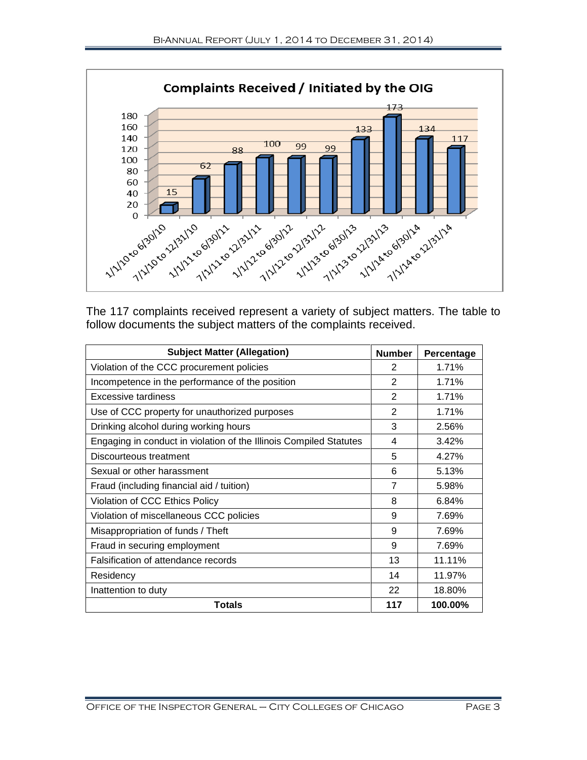**Complaints Received / Initiated by the OIG**

| Period | Complaints |
|---|---|
| 1/1/10 to 6/30/10 | 15 |
| 7/1/10 to 12/31/10 | 62 |
| 1/1/11 to 6/30/11 | 88 |
| 7/1/11 to 12/31/11 | 100 |
| 1/1/12 to 6/30/12 | 99 |
| 7/1/12 to 12/31/12 | 99 |
| 1/1/13 to 6/30/13 | 133 |
| 7/1/13 to 12/31/13 | 173 |
| 1/1/14 to 6/30/14 | 134 |
| 7/1/14 to 12/31/14 | 117 |

The 117 complaints received represent a variety of subject matters. The table to follow documents the subject matters of the complaints received.

| Subject Matter (Allegation) | Number | Percentage |
|---|---|---|
| Violation of the CCC procurement policies | 2 | 1.71% |
| Incompetence in the performance of the position | 2 | 1.71% |
| Excessive tardiness | 2 | 1.71% |
| Use of CCC property for unauthorized purposes | 2 | 1.71% |
| Drinking alcohol during working hours | 3 | 2.56% |
| Engaging in conduct in violation of the Illinois Compiled Statutes | 4 | 3.42% |
| Discourteous treatment | 5 | 4.27% |
| Sexual or other harassment | 6 | 5.13% |
| Fraud (including financial aid / tuition) | 7 | 5.98% |
| Violation of CCC Ethics Policy | 8 | 6.84% |
| Violation of miscellaneous CCC policies | 9 | 7.69% |
| Misappropriation of funds / Theft | 9 | 7.69% |
| Fraud in securing employment | 9 | 7.69% |
| Falsification of attendance records | 13 | 11.11% |
| Residency | 14 | 11.97% |
| Inattention to duty | 22 | 18.80% |
| **Totals** | **117** | **100.00%** |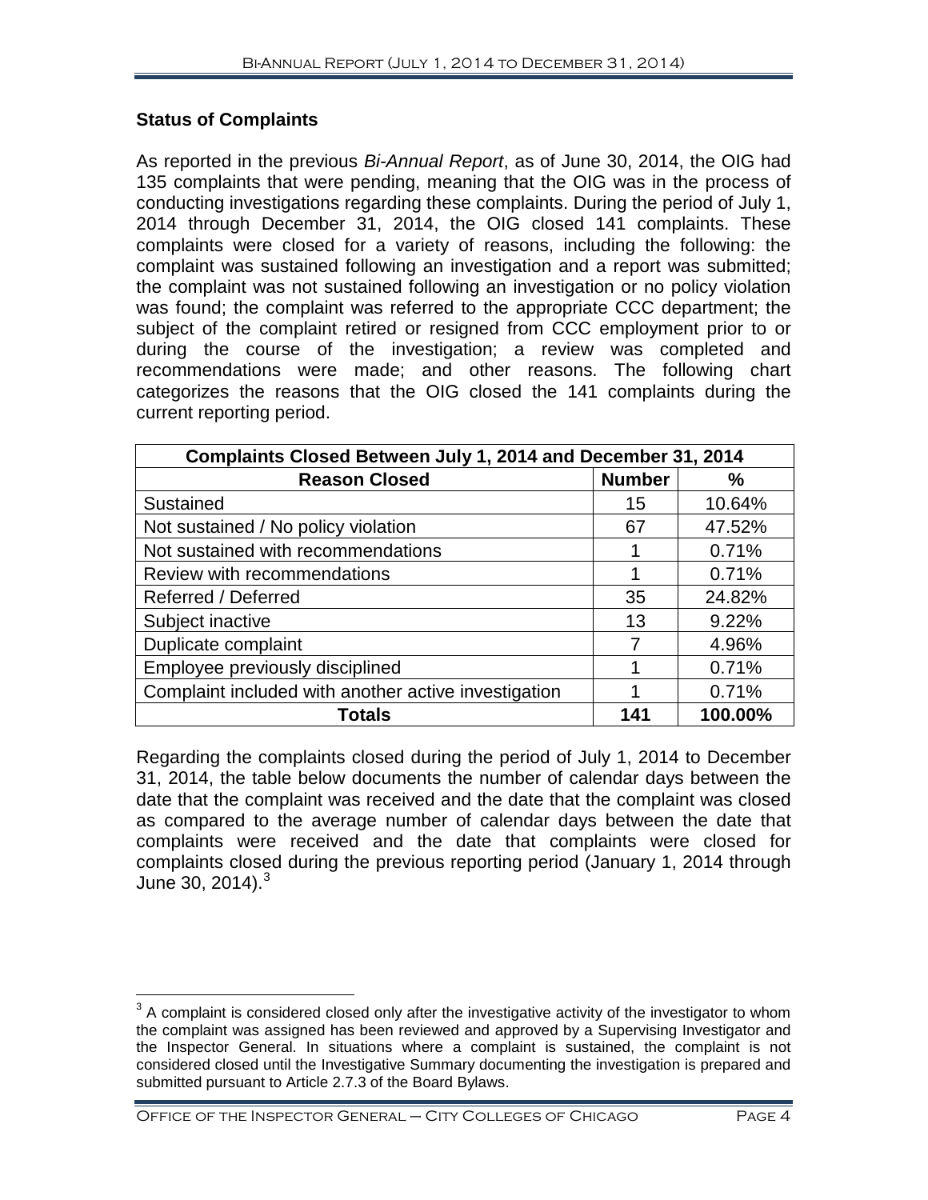### Status of Complaints

As reported in the previous *Bi-Annual Report*, as of June 30, 2014, the OIG had 135 complaints that were pending, meaning that the OIG was in the process of conducting investigations regarding these complaints. During the period of July 1, 2014 through December 31, 2014, the OIG closed 141 complaints. These complaints were closed for a variety of reasons, including the following: the complaint was sustained following an investigation and a report was submitted; the complaint was not sustained following an investigation or no policy violation was found; the complaint was referred to the appropriate CCC department; the subject of the complaint retired or resigned from CCC employment prior to or during the course of the investigation; a review was completed and recommendations were made; and other reasons. The following chart categorizes the reasons that the OIG closed the 141 complaints during the current reporting period.

| Complaints Closed Between July 1, 2014 and December 31, 2014 | | |
|---|---|---|
| **Reason Closed** | **Number** | **%** |
| Sustained | 15 | 10.64% |
| Not sustained / No policy violation | 67 | 47.52% |
| Not sustained with recommendations | 1 | 0.71% |
| Review with recommendations | 1 | 0.71% |
| Referred / Deferred | 35 | 24.82% |
| Subject inactive | 13 | 9.22% |
| Duplicate complaint | 7 | 4.96% |
| Employee previously disciplined | 1 | 0.71% |
| Complaint included with another active investigation | 1 | 0.71% |
| **Totals** | **141** | **100.00%** |

Regarding the complaints closed during the period of July 1, 2014 to December 31, 2014, the table below documents the number of calendar days between the date that the complaint was received and the date that the complaint was closed as compared to the average number of calendar days between the date that complaints were received and the date that complaints were closed for complaints closed during the previous reporting period (January 1, 2014 through June 30, 2014).[3]

[3] A complaint is considered closed only after the investigative activity of the investigator to whom the complaint was assigned has been reviewed and approved by a Supervising Investigator and the Inspector General. In situations where a complaint is sustained, the complaint is not considered closed until the Investigative Summary documenting the investigation is prepared and submitted pursuant to Article 2.7.3 of the Board Bylaws.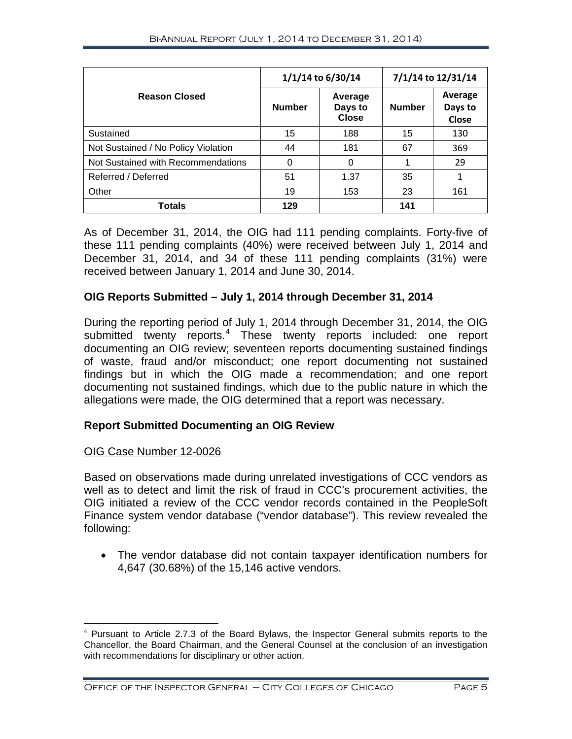| Reason Closed | 1/1/14 to 6/30/14 | | 7/1/14 to 12/31/14 | |
|---|---|---|---|---|
| | **Number** | **Average Days to Close** | **Number** | **Average Days to Close** |
| Sustained | 15 | 188 | 15 | 130 |
| Not Sustained / No Policy Violation | 44 | 181 | 67 | 369 |
| Not Sustained with Recommendations | 0 | 0 | 1 | 29 |
| Referred / Deferred | 51 | 1.37 | 35 | 1 |
| Other | 19 | 153 | 23 | 161 |
| **Totals** | **129** | | **141** | |

As of December 31, 2014, the OIG had 111 pending complaints. Forty-five of these 111 pending complaints (40%) were received between July 1, 2014 and December 31, 2014, and 34 of these 111 pending complaints (31%) were received between January 1, 2014 and June 30, 2014.

## OIG Reports Submitted – July 1, 2014 through December 31, 2014

During the reporting period of July 1, 2014 through December 31, 2014, the OIG submitted twenty reports.[4] These twenty reports included: one report documenting an OIG review; seventeen reports documenting sustained findings of waste, fraud and/or misconduct; one report documenting not sustained findings but in which the OIG made a recommendation; and one report documenting not sustained findings, which due to the public nature in which the allegations were made, the OIG determined that a report was necessary.

## Report Submitted Documenting an OIG Review

OIG Case Number 12-0026

Based on observations made during unrelated investigations of CCC vendors as well as to detect and limit the risk of fraud in CCC's procurement activities, the OIG initiated a review of the CCC vendor records contained in the PeopleSoft Finance system vendor database ("vendor database"). This review revealed the following:

- The vendor database did not contain taxpayer identification numbers for 4,647 (30.68%) of the 15,146 active vendors.

[4] Pursuant to Article 2.7.3 of the Board Bylaws, the Inspector General submits reports to the Chancellor, the Board Chairman, and the General Counsel at the conclusion of an investigation with recommendations for disciplinary or other action.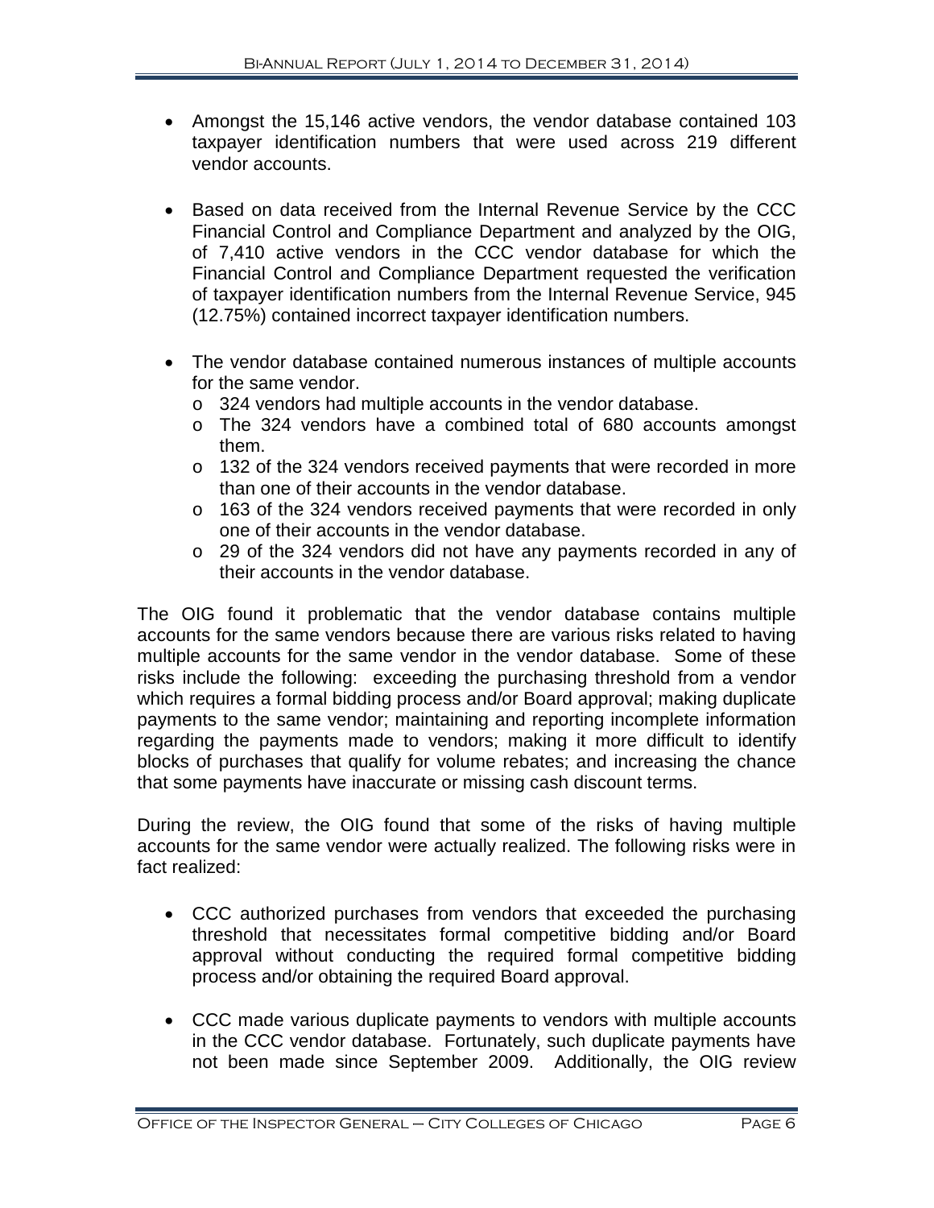- Amongst the 15,146 active vendors, the vendor database contained 103 taxpayer identification numbers that were used across 219 different vendor accounts.

- Based on data received from the Internal Revenue Service by the CCC Financial Control and Compliance Department and analyzed by the OIG, of 7,410 active vendors in the CCC vendor database for which the Financial Control and Compliance Department requested the verification of taxpayer identification numbers from the Internal Revenue Service, 945 (12.75%) contained incorrect taxpayer identification numbers.

- The vendor database contained numerous instances of multiple accounts for the same vendor.
  - 324 vendors had multiple accounts in the vendor database.
  - The 324 vendors have a combined total of 680 accounts amongst them.
  - 132 of the 324 vendors received payments that were recorded in more than one of their accounts in the vendor database.
  - 163 of the 324 vendors received payments that were recorded in only one of their accounts in the vendor database.
  - 29 of the 324 vendors did not have any payments recorded in any of their accounts in the vendor database.

The OIG found it problematic that the vendor database contains multiple accounts for the same vendors because there are various risks related to having multiple accounts for the same vendor in the vendor database. Some of these risks include the following: exceeding the purchasing threshold from a vendor which requires a formal bidding process and/or Board approval; making duplicate payments to the same vendor; maintaining and reporting incomplete information regarding the payments made to vendors; making it more difficult to identify blocks of purchases that qualify for volume rebates; and increasing the chance that some payments have inaccurate or missing cash discount terms.

During the review, the OIG found that some of the risks of having multiple accounts for the same vendor were actually realized. The following risks were in fact realized:

- CCC authorized purchases from vendors that exceeded the purchasing threshold that necessitates formal competitive bidding and/or Board approval without conducting the required formal competitive bidding process and/or obtaining the required Board approval.

- CCC made various duplicate payments to vendors with multiple accounts in the CCC vendor database. Fortunately, such duplicate payments have not been made since September 2009. Additionally, the OIG review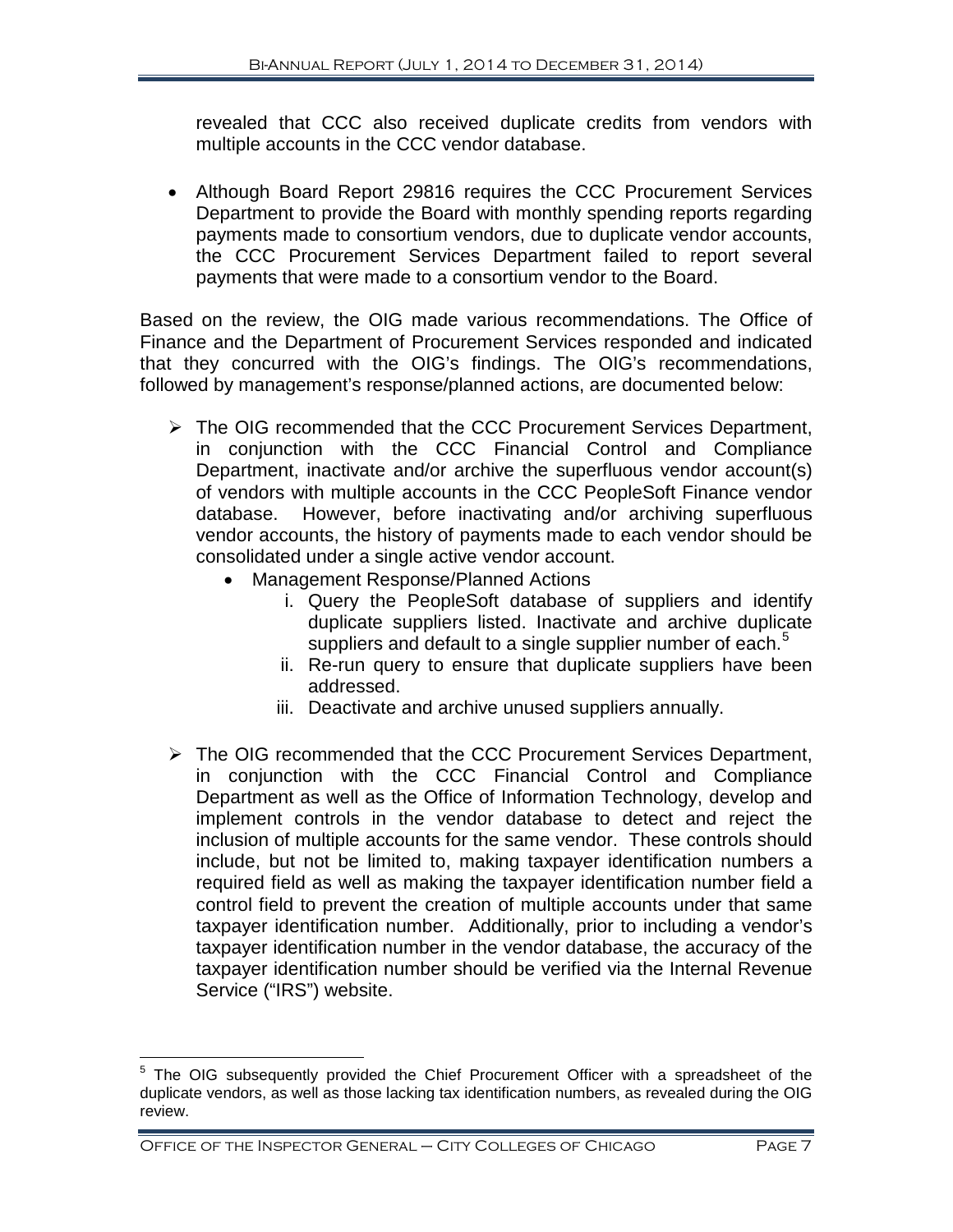revealed that CCC also received duplicate credits from vendors with multiple accounts in the CCC vendor database.

- Although Board Report 29816 requires the CCC Procurement Services Department to provide the Board with monthly spending reports regarding payments made to consortium vendors, due to duplicate vendor accounts, the CCC Procurement Services Department failed to report several payments that were made to a consortium vendor to the Board.

Based on the review, the OIG made various recommendations. The Office of Finance and the Department of Procurement Services responded and indicated that they concurred with the OIG's findings. The OIG's recommendations, followed by management's response/planned actions, are documented below:

- The OIG recommended that the CCC Procurement Services Department, in conjunction with the CCC Financial Control and Compliance Department, inactivate and/or archive the superfluous vendor account(s) of vendors with multiple accounts in the CCC PeopleSoft Finance vendor database. However, before inactivating and/or archiving superfluous vendor accounts, the history of payments made to each vendor should be consolidated under a single active vendor account.
  - Management Response/Planned Actions
    1. Query the PeopleSoft database of suppliers and identify duplicate suppliers listed. Inactivate and archive duplicate suppliers and default to a single supplier number of each.[5]
    2. Re-run query to ensure that duplicate suppliers have been addressed.
    3. Deactivate and archive unused suppliers annually.

- The OIG recommended that the CCC Procurement Services Department, in conjunction with the CCC Financial Control and Compliance Department as well as the Office of Information Technology, develop and implement controls in the vendor database to detect and reject the inclusion of multiple accounts for the same vendor. These controls should include, but not be limited to, making taxpayer identification numbers a required field as well as making the taxpayer identification number field a control field to prevent the creation of multiple accounts under that same taxpayer identification number. Additionally, prior to including a vendor's taxpayer identification number in the vendor database, the accuracy of the taxpayer identification number should be verified via the Internal Revenue Service ("IRS") website.

---

[5] The OIG subsequently provided the Chief Procurement Officer with a spreadsheet of the duplicate vendors, as well as those lacking tax identification numbers, as revealed during the OIG review.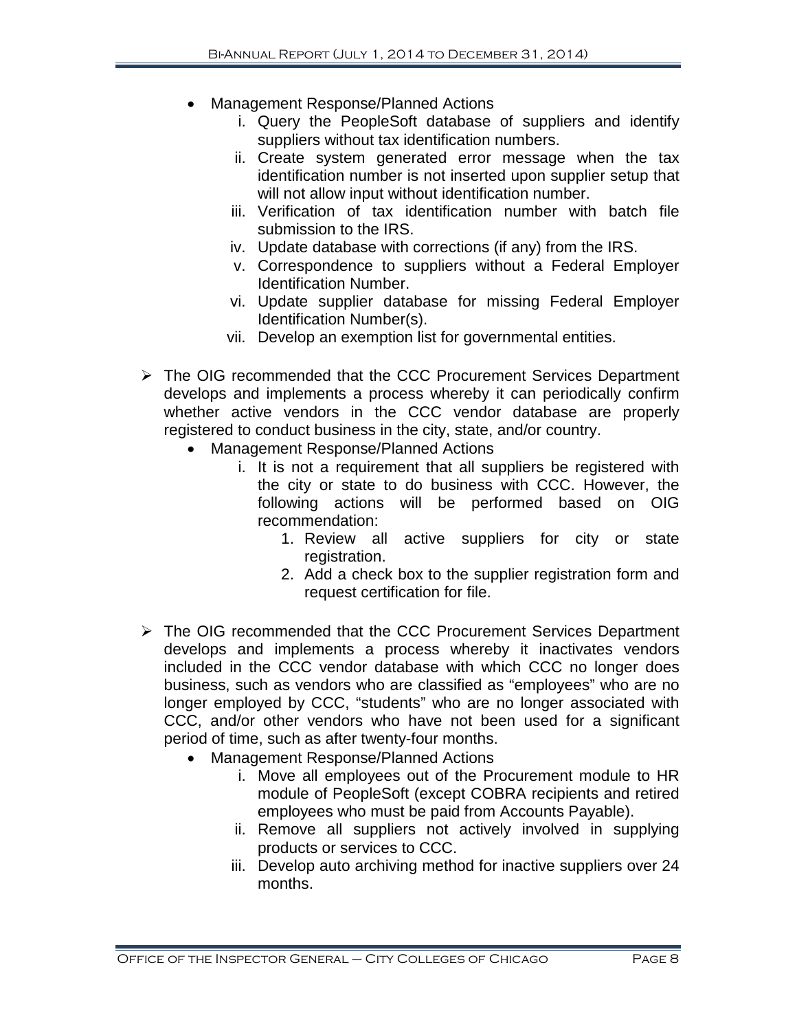- Management Response/Planned Actions
    - i. Query the PeopleSoft database of suppliers and identify suppliers without tax identification numbers.
    - ii. Create system generated error message when the tax identification number is not inserted upon supplier setup that will not allow input without identification number.
    - iii. Verification of tax identification number with batch file submission to the IRS.
    - iv. Update database with corrections (if any) from the IRS.
    - v. Correspondence to suppliers without a Federal Employer Identification Number.
    - vi. Update supplier database for missing Federal Employer Identification Number(s).
    - vii. Develop an exemption list for governmental entities.

- ➢ The OIG recommended that the CCC Procurement Services Department develops and implements a process whereby it can periodically confirm whether active vendors in the CCC vendor database are properly registered to conduct business in the city, state, and/or country.
    - Management Response/Planned Actions
        - i. It is not a requirement that all suppliers be registered with the city or state to do business with CCC. However, the following actions will be performed based on OIG recommendation:
            1. Review all active suppliers for city or state registration.
            2. Add a check box to the supplier registration form and request certification for file.

- ➢ The OIG recommended that the CCC Procurement Services Department develops and implements a process whereby it inactivates vendors included in the CCC vendor database with which CCC no longer does business, such as vendors who are classified as "employees" who are no longer employed by CCC, "students" who are no longer associated with CCC, and/or other vendors who have not been used for a significant period of time, such as after twenty-four months.
    - Management Response/Planned Actions
        - i. Move all employees out of the Procurement module to HR module of PeopleSoft (except COBRA recipients and retired employees who must be paid from Accounts Payable).
        - ii. Remove all suppliers not actively involved in supplying products or services to CCC.
        - iii. Develop auto archiving method for inactive suppliers over 24 months.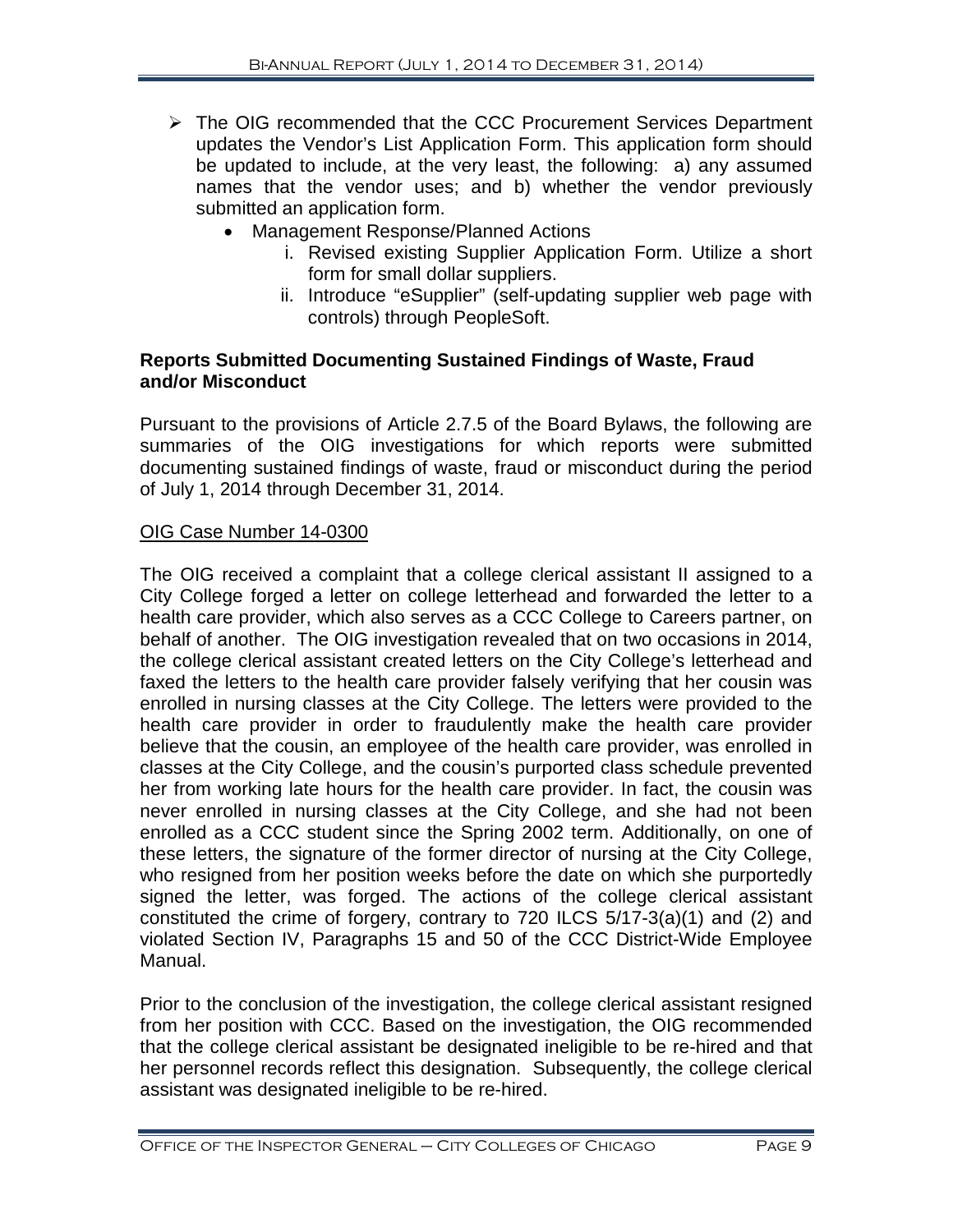- The OIG recommended that the CCC Procurement Services Department updates the Vendor's List Application Form. This application form should be updated to include, at the very least, the following: a) any assumed names that the vendor uses; and b) whether the vendor previously submitted an application form.
  - Management Response/Planned Actions
    1. Revised existing Supplier Application Form. Utilize a short form for small dollar suppliers.
    2. Introduce "eSupplier" (self-updating supplier web page with controls) through PeopleSoft.

**Reports Submitted Documenting Sustained Findings of Waste, Fraud and/or Misconduct**

Pursuant to the provisions of Article 2.7.5 of the Board Bylaws, the following are summaries of the OIG investigations for which reports were submitted documenting sustained findings of waste, fraud or misconduct during the period of July 1, 2014 through December 31, 2014.

OIG Case Number 14-0300

The OIG received a complaint that a college clerical assistant II assigned to a City College forged a letter on college letterhead and forwarded the letter to a health care provider, which also serves as a CCC College to Careers partner, on behalf of another. The OIG investigation revealed that on two occasions in 2014, the college clerical assistant created letters on the City College's letterhead and faxed the letters to the health care provider falsely verifying that her cousin was enrolled in nursing classes at the City College. The letters were provided to the health care provider in order to fraudulently make the health care provider believe that the cousin, an employee of the health care provider, was enrolled in classes at the City College, and the cousin's purported class schedule prevented her from working late hours for the health care provider. In fact, the cousin was never enrolled in nursing classes at the City College, and she had not been enrolled as a CCC student since the Spring 2002 term. Additionally, on one of these letters, the signature of the former director of nursing at the City College, who resigned from her position weeks before the date on which she purportedly signed the letter, was forged. The actions of the college clerical assistant constituted the crime of forgery, contrary to 720 ILCS 5/17-3(a)(1) and (2) and violated Section IV, Paragraphs 15 and 50 of the CCC District-Wide Employee Manual.

Prior to the conclusion of the investigation, the college clerical assistant resigned from her position with CCC. Based on the investigation, the OIG recommended that the college clerical assistant be designated ineligible to be re-hired and that her personnel records reflect this designation. Subsequently, the college clerical assistant was designated ineligible to be re-hired.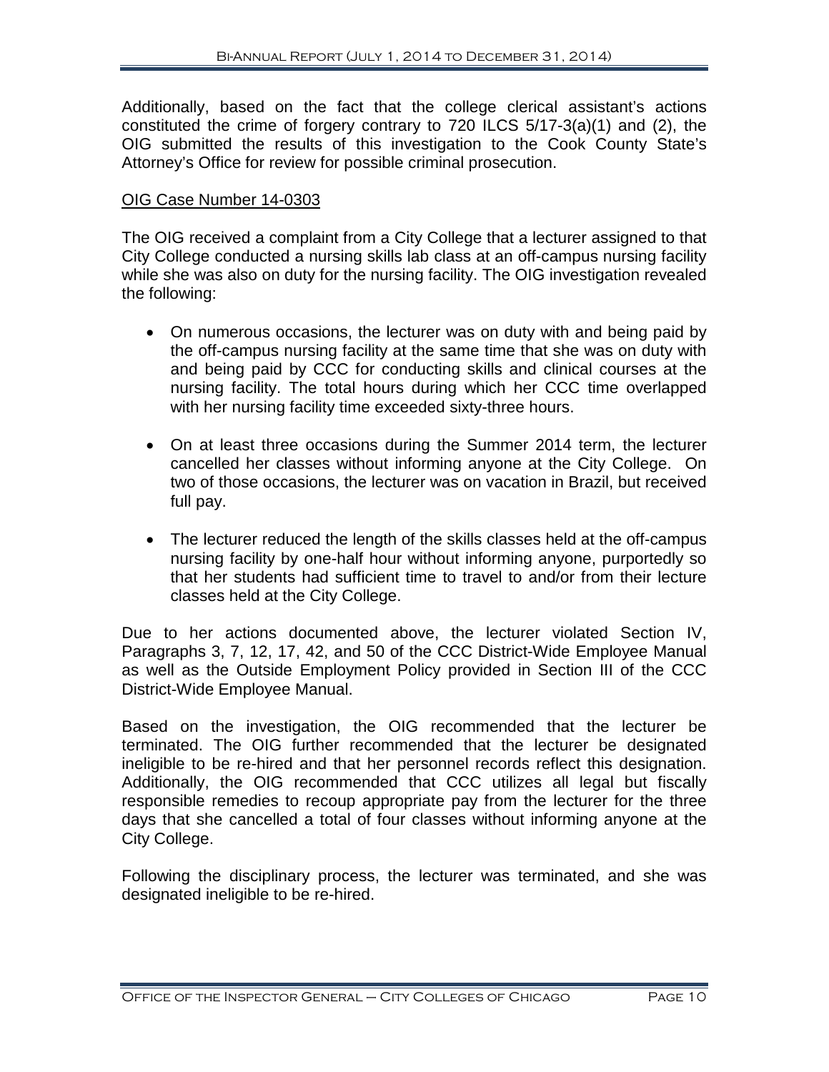Additionally, based on the fact that the college clerical assistant's actions constituted the crime of forgery contrary to 720 ILCS 5/17-3(a)(1) and (2), the OIG submitted the results of this investigation to the Cook County State's Attorney's Office for review for possible criminal prosecution.

OIG Case Number 14-0303

The OIG received a complaint from a City College that a lecturer assigned to that City College conducted a nursing skills lab class at an off-campus nursing facility while she was also on duty for the nursing facility. The OIG investigation revealed the following:

- On numerous occasions, the lecturer was on duty with and being paid by the off-campus nursing facility at the same time that she was on duty with and being paid by CCC for conducting skills and clinical courses at the nursing facility. The total hours during which her CCC time overlapped with her nursing facility time exceeded sixty-three hours.

- On at least three occasions during the Summer 2014 term, the lecturer cancelled her classes without informing anyone at the City College. On two of those occasions, the lecturer was on vacation in Brazil, but received full pay.

- The lecturer reduced the length of the skills classes held at the off-campus nursing facility by one-half hour without informing anyone, purportedly so that her students had sufficient time to travel to and/or from their lecture classes held at the City College.

Due to her actions documented above, the lecturer violated Section IV, Paragraphs 3, 7, 12, 17, 42, and 50 of the CCC District-Wide Employee Manual as well as the Outside Employment Policy provided in Section III of the CCC District-Wide Employee Manual.

Based on the investigation, the OIG recommended that the lecturer be terminated. The OIG further recommended that the lecturer be designated ineligible to be re-hired and that her personnel records reflect this designation. Additionally, the OIG recommended that CCC utilizes all legal but fiscally responsible remedies to recoup appropriate pay from the lecturer for the three days that she cancelled a total of four classes without informing anyone at the City College.

Following the disciplinary process, the lecturer was terminated, and she was designated ineligible to be re-hired.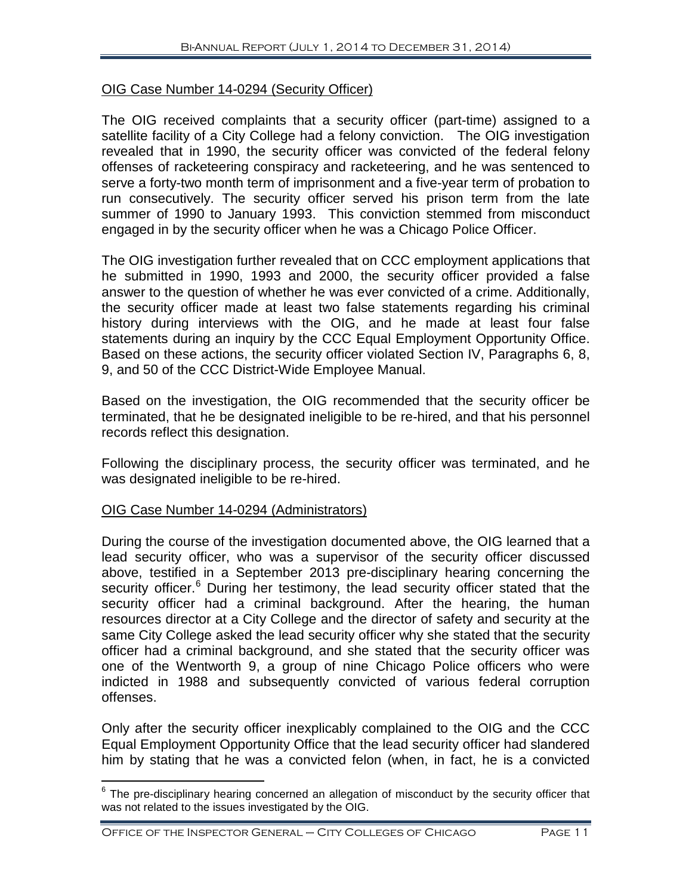OIG Case Number 14-0294 (Security Officer)

The OIG received complaints that a security officer (part-time) assigned to a satellite facility of a City College had a felony conviction. The OIG investigation revealed that in 1990, the security officer was convicted of the federal felony offenses of racketeering conspiracy and racketeering, and he was sentenced to serve a forty-two month term of imprisonment and a five-year term of probation to run consecutively. The security officer served his prison term from the late summer of 1990 to January 1993. This conviction stemmed from misconduct engaged in by the security officer when he was a Chicago Police Officer.

The OIG investigation further revealed that on CCC employment applications that he submitted in 1990, 1993 and 2000, the security officer provided a false answer to the question of whether he was ever convicted of a crime. Additionally, the security officer made at least two false statements regarding his criminal history during interviews with the OIG, and he made at least four false statements during an inquiry by the CCC Equal Employment Opportunity Office. Based on these actions, the security officer violated Section IV, Paragraphs 6, 8, 9, and 50 of the CCC District-Wide Employee Manual.

Based on the investigation, the OIG recommended that the security officer be terminated, that he be designated ineligible to be re-hired, and that his personnel records reflect this designation.

Following the disciplinary process, the security officer was terminated, and he was designated ineligible to be re-hired.

OIG Case Number 14-0294 (Administrators)

During the course of the investigation documented above, the OIG learned that a lead security officer, who was a supervisor of the security officer discussed above, testified in a September 2013 pre-disciplinary hearing concerning the security officer.[6] During her testimony, the lead security officer stated that the security officer had a criminal background. After the hearing, the human resources director at a City College and the director of safety and security at the same City College asked the lead security officer why she stated that the security officer had a criminal background, and she stated that the security officer was one of the Wentworth 9, a group of nine Chicago Police officers who were indicted in 1988 and subsequently convicted of various federal corruption offenses.

Only after the security officer inexplicably complained to the OIG and the CCC Equal Employment Opportunity Office that the lead security officer had slandered him by stating that he was a convicted felon (when, in fact, he is a convicted

[6] The pre-disciplinary hearing concerned an allegation of misconduct by the security officer that was not related to the issues investigated by the OIG.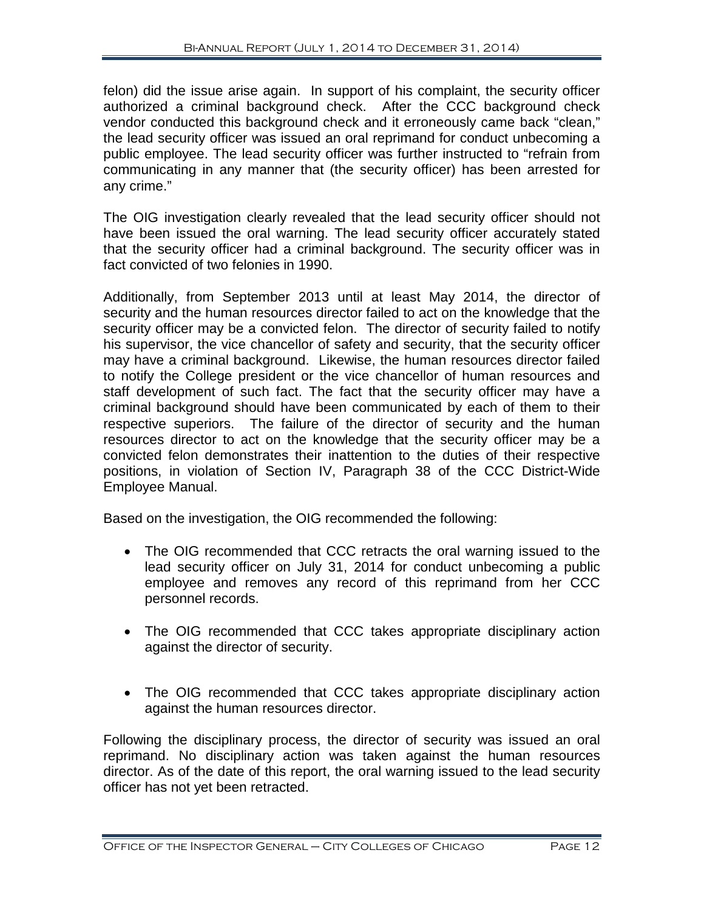felon) did the issue arise again. In support of his complaint, the security officer authorized a criminal background check. After the CCC background check vendor conducted this background check and it erroneously came back "clean," the lead security officer was issued an oral reprimand for conduct unbecoming a public employee. The lead security officer was further instructed to "refrain from communicating in any manner that (the security officer) has been arrested for any crime."

The OIG investigation clearly revealed that the lead security officer should not have been issued the oral warning. The lead security officer accurately stated that the security officer had a criminal background. The security officer was in fact convicted of two felonies in 1990.

Additionally, from September 2013 until at least May 2014, the director of security and the human resources director failed to act on the knowledge that the security officer may be a convicted felon. The director of security failed to notify his supervisor, the vice chancellor of safety and security, that the security officer may have a criminal background. Likewise, the human resources director failed to notify the College president or the vice chancellor of human resources and staff development of such fact. The fact that the security officer may have a criminal background should have been communicated by each of them to their respective superiors. The failure of the director of security and the human resources director to act on the knowledge that the security officer may be a convicted felon demonstrates their inattention to the duties of their respective positions, in violation of Section IV, Paragraph 38 of the CCC District-Wide Employee Manual.

Based on the investigation, the OIG recommended the following:

- The OIG recommended that CCC retracts the oral warning issued to the lead security officer on July 31, 2014 for conduct unbecoming a public employee and removes any record of this reprimand from her CCC personnel records.

- The OIG recommended that CCC takes appropriate disciplinary action against the director of security.

- The OIG recommended that CCC takes appropriate disciplinary action against the human resources director.

Following the disciplinary process, the director of security was issued an oral reprimand. No disciplinary action was taken against the human resources director. As of the date of this report, the oral warning issued to the lead security officer has not yet been retracted.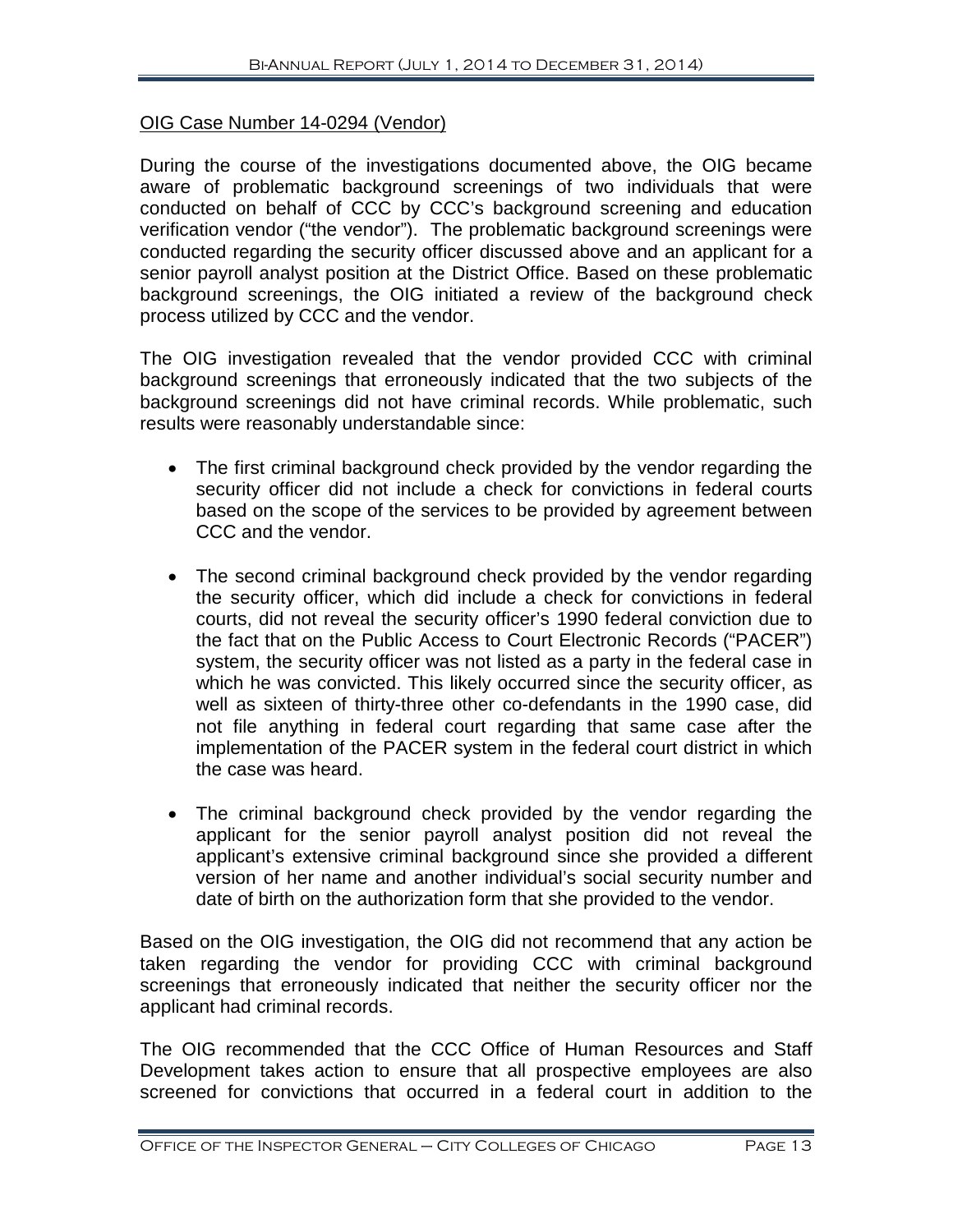OIG Case Number 14-0294 (Vendor)

During the course of the investigations documented above, the OIG became aware of problematic background screenings of two individuals that were conducted on behalf of CCC by CCC's background screening and education verification vendor ("the vendor"). The problematic background screenings were conducted regarding the security officer discussed above and an applicant for a senior payroll analyst position at the District Office. Based on these problematic background screenings, the OIG initiated a review of the background check process utilized by CCC and the vendor.

The OIG investigation revealed that the vendor provided CCC with criminal background screenings that erroneously indicated that the two subjects of the background screenings did not have criminal records. While problematic, such results were reasonably understandable since:

- The first criminal background check provided by the vendor regarding the security officer did not include a check for convictions in federal courts based on the scope of the services to be provided by agreement between CCC and the vendor.
- The second criminal background check provided by the vendor regarding the security officer, which did include a check for convictions in federal courts, did not reveal the security officer's 1990 federal conviction due to the fact that on the Public Access to Court Electronic Records ("PACER") system, the security officer was not listed as a party in the federal case in which he was convicted. This likely occurred since the security officer, as well as sixteen of thirty-three other co-defendants in the 1990 case, did not file anything in federal court regarding that same case after the implementation of the PACER system in the federal court district in which the case was heard.
- The criminal background check provided by the vendor regarding the applicant for the senior payroll analyst position did not reveal the applicant's extensive criminal background since she provided a different version of her name and another individual's social security number and date of birth on the authorization form that she provided to the vendor.

Based on the OIG investigation, the OIG did not recommend that any action be taken regarding the vendor for providing CCC with criminal background screenings that erroneously indicated that neither the security officer nor the applicant had criminal records.

The OIG recommended that the CCC Office of Human Resources and Staff Development takes action to ensure that all prospective employees are also screened for convictions that occurred in a federal court in addition to the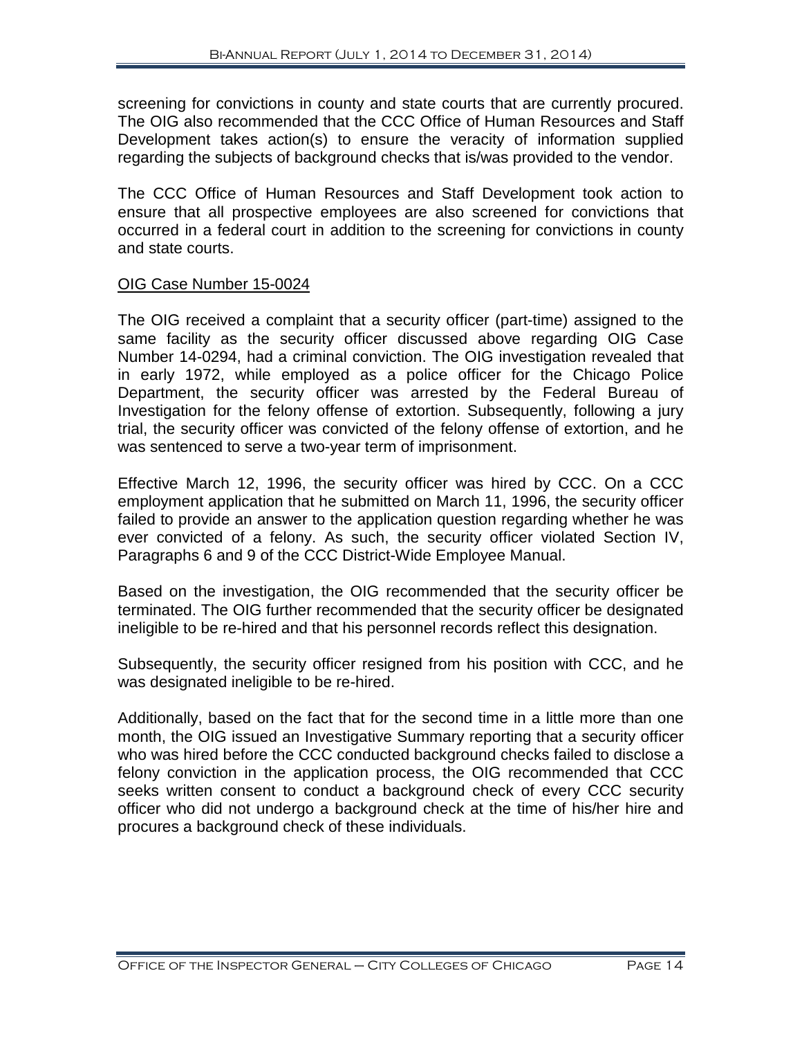screening for convictions in county and state courts that are currently procured. The OIG also recommended that the CCC Office of Human Resources and Staff Development takes action(s) to ensure the veracity of information supplied regarding the subjects of background checks that is/was provided to the vendor.

The CCC Office of Human Resources and Staff Development took action to ensure that all prospective employees are also screened for convictions that occurred in a federal court in addition to the screening for convictions in county and state courts.

OIG Case Number 15-0024

The OIG received a complaint that a security officer (part-time) assigned to the same facility as the security officer discussed above regarding OIG Case Number 14-0294, had a criminal conviction. The OIG investigation revealed that in early 1972, while employed as a police officer for the Chicago Police Department, the security officer was arrested by the Federal Bureau of Investigation for the felony offense of extortion. Subsequently, following a jury trial, the security officer was convicted of the felony offense of extortion, and he was sentenced to serve a two-year term of imprisonment.

Effective March 12, 1996, the security officer was hired by CCC. On a CCC employment application that he submitted on March 11, 1996, the security officer failed to provide an answer to the application question regarding whether he was ever convicted of a felony. As such, the security officer violated Section IV, Paragraphs 6 and 9 of the CCC District-Wide Employee Manual.

Based on the investigation, the OIG recommended that the security officer be terminated. The OIG further recommended that the security officer be designated ineligible to be re-hired and that his personnel records reflect this designation.

Subsequently, the security officer resigned from his position with CCC, and he was designated ineligible to be re-hired.

Additionally, based on the fact that for the second time in a little more than one month, the OIG issued an Investigative Summary reporting that a security officer who was hired before the CCC conducted background checks failed to disclose a felony conviction in the application process, the OIG recommended that CCC seeks written consent to conduct a background check of every CCC security officer who did not undergo a background check at the time of his/her hire and procures a background check of these individuals.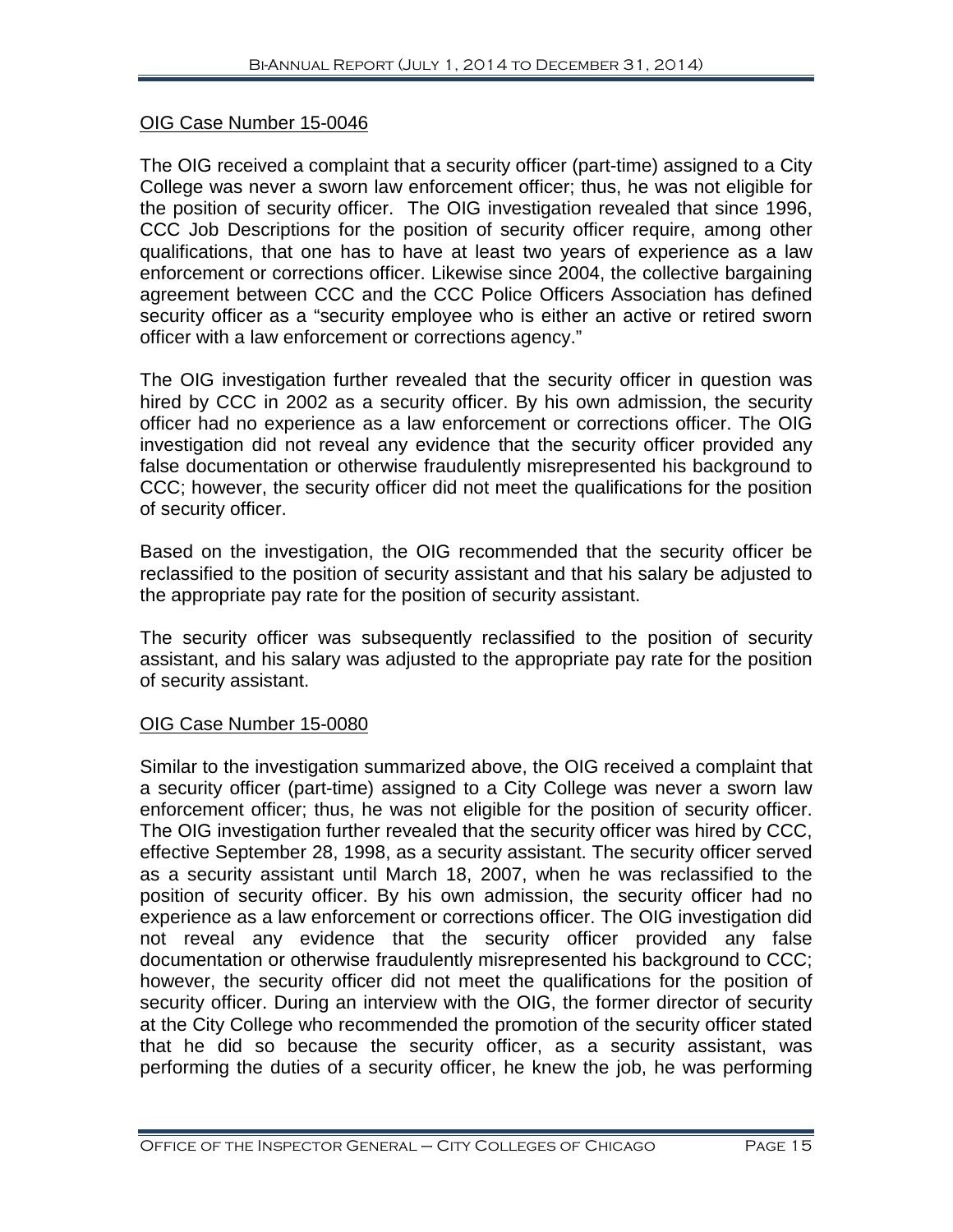OIG Case Number 15-0046

The OIG received a complaint that a security officer (part-time) assigned to a City College was never a sworn law enforcement officer; thus, he was not eligible for the position of security officer. The OIG investigation revealed that since 1996, CCC Job Descriptions for the position of security officer require, among other qualifications, that one has to have at least two years of experience as a law enforcement or corrections officer. Likewise since 2004, the collective bargaining agreement between CCC and the CCC Police Officers Association has defined security officer as a "security employee who is either an active or retired sworn officer with a law enforcement or corrections agency."

The OIG investigation further revealed that the security officer in question was hired by CCC in 2002 as a security officer. By his own admission, the security officer had no experience as a law enforcement or corrections officer. The OIG investigation did not reveal any evidence that the security officer provided any false documentation or otherwise fraudulently misrepresented his background to CCC; however, the security officer did not meet the qualifications for the position of security officer.

Based on the investigation, the OIG recommended that the security officer be reclassified to the position of security assistant and that his salary be adjusted to the appropriate pay rate for the position of security assistant.

The security officer was subsequently reclassified to the position of security assistant, and his salary was adjusted to the appropriate pay rate for the position of security assistant.

OIG Case Number 15-0080

Similar to the investigation summarized above, the OIG received a complaint that a security officer (part-time) assigned to a City College was never a sworn law enforcement officer; thus, he was not eligible for the position of security officer. The OIG investigation further revealed that the security officer was hired by CCC, effective September 28, 1998, as a security assistant. The security officer served as a security assistant until March 18, 2007, when he was reclassified to the position of security officer. By his own admission, the security officer had no experience as a law enforcement or corrections officer. The OIG investigation did not reveal any evidence that the security officer provided any false documentation or otherwise fraudulently misrepresented his background to CCC; however, the security officer did not meet the qualifications for the position of security officer. During an interview with the OIG, the former director of security at the City College who recommended the promotion of the security officer stated that he did so because the security officer, as a security assistant, was performing the duties of a security officer, he knew the job, he was performing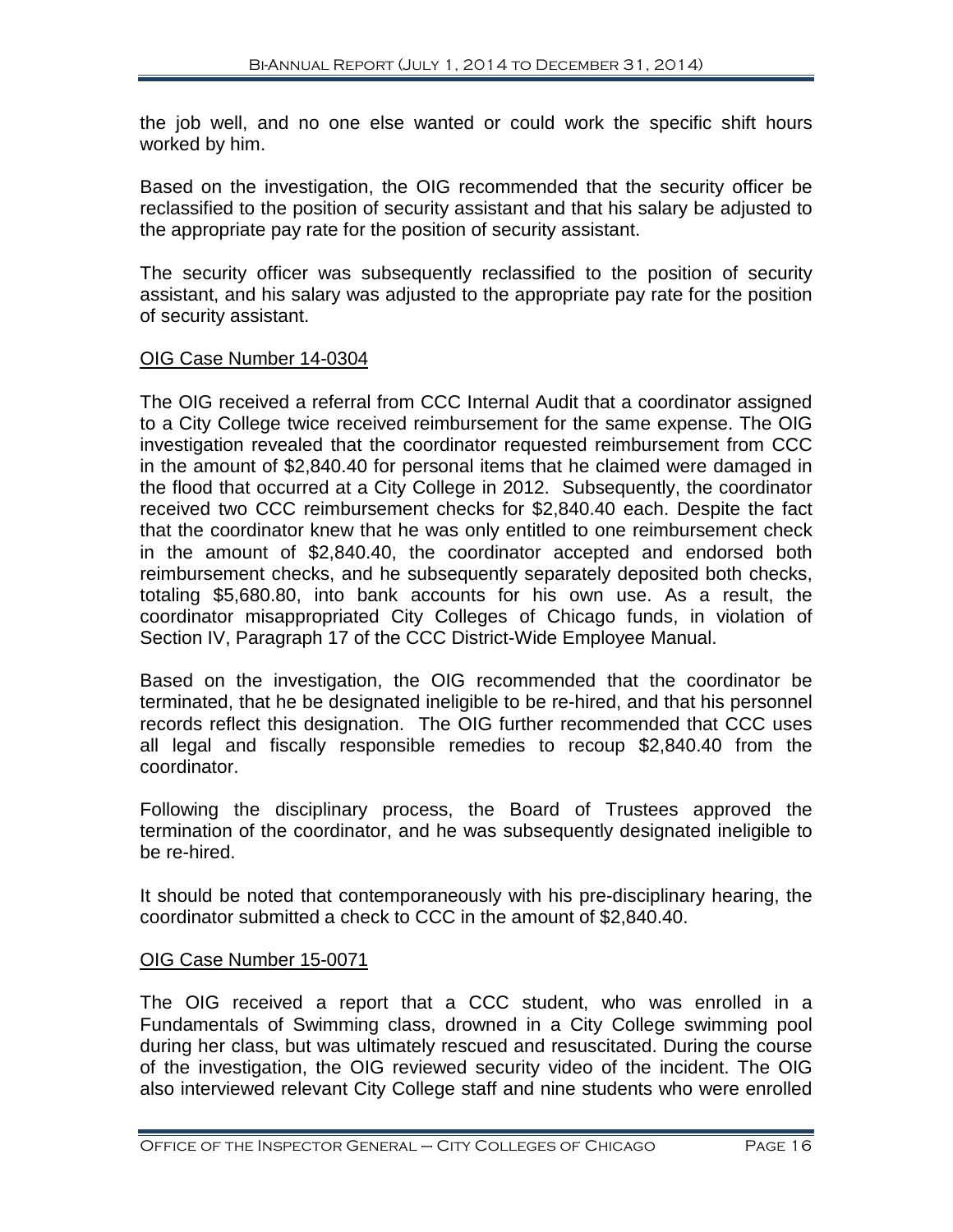the job well, and no one else wanted or could work the specific shift hours worked by him.

Based on the investigation, the OIG recommended that the security officer be reclassified to the position of security assistant and that his salary be adjusted to the appropriate pay rate for the position of security assistant.

The security officer was subsequently reclassified to the position of security assistant, and his salary was adjusted to the appropriate pay rate for the position of security assistant.

<u>OIG Case Number 14-0304</u>

The OIG received a referral from CCC Internal Audit that a coordinator assigned to a City College twice received reimbursement for the same expense. The OIG investigation revealed that the coordinator requested reimbursement from CCC in the amount of $2,840.40 for personal items that he claimed were damaged in the flood that occurred at a City College in 2012. Subsequently, the coordinator received two CCC reimbursement checks for $2,840.40 each. Despite the fact that the coordinator knew that he was only entitled to one reimbursement check in the amount of $2,840.40, the coordinator accepted and endorsed both reimbursement checks, and he subsequently separately deposited both checks, totaling $5,680.80, into bank accounts for his own use. As a result, the coordinator misappropriated City Colleges of Chicago funds, in violation of Section IV, Paragraph 17 of the CCC District-Wide Employee Manual.

Based on the investigation, the OIG recommended that the coordinator be terminated, that he be designated ineligible to be re-hired, and that his personnel records reflect this designation. The OIG further recommended that CCC uses all legal and fiscally responsible remedies to recoup $2,840.40 from the coordinator.

Following the disciplinary process, the Board of Trustees approved the termination of the coordinator, and he was subsequently designated ineligible to be re-hired.

It should be noted that contemporaneously with his pre-disciplinary hearing, the coordinator submitted a check to CCC in the amount of $2,840.40.

<u>OIG Case Number 15-0071</u>

The OIG received a report that a CCC student, who was enrolled in a Fundamentals of Swimming class, drowned in a City College swimming pool during her class, but was ultimately rescued and resuscitated. During the course of the investigation, the OIG reviewed security video of the incident. The OIG also interviewed relevant City College staff and nine students who were enrolled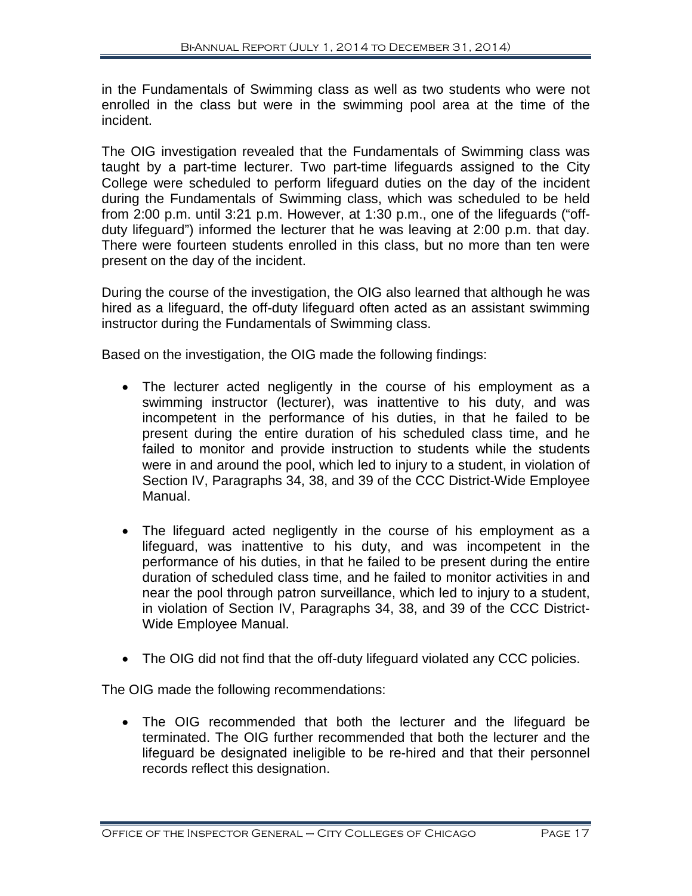in the Fundamentals of Swimming class as well as two students who were not enrolled in the class but were in the swimming pool area at the time of the incident.

The OIG investigation revealed that the Fundamentals of Swimming class was taught by a part-time lecturer. Two part-time lifeguards assigned to the City College were scheduled to perform lifeguard duties on the day of the incident during the Fundamentals of Swimming class, which was scheduled to be held from 2:00 p.m. until 3:21 p.m. However, at 1:30 p.m., one of the lifeguards ("off-duty lifeguard") informed the lecturer that he was leaving at 2:00 p.m. that day. There were fourteen students enrolled in this class, but no more than ten were present on the day of the incident.

During the course of the investigation, the OIG also learned that although he was hired as a lifeguard, the off-duty lifeguard often acted as an assistant swimming instructor during the Fundamentals of Swimming class.

Based on the investigation, the OIG made the following findings:

- The lecturer acted negligently in the course of his employment as a swimming instructor (lecturer), was inattentive to his duty, and was incompetent in the performance of his duties, in that he failed to be present during the entire duration of his scheduled class time, and he failed to monitor and provide instruction to students while the students were in and around the pool, which led to injury to a student, in violation of Section IV, Paragraphs 34, 38, and 39 of the CCC District-Wide Employee Manual.

- The lifeguard acted negligently in the course of his employment as a lifeguard, was inattentive to his duty, and was incompetent in the performance of his duties, in that he failed to be present during the entire duration of scheduled class time, and he failed to monitor activities in and near the pool through patron surveillance, which led to injury to a student, in violation of Section IV, Paragraphs 34, 38, and 39 of the CCC District-Wide Employee Manual.

- The OIG did not find that the off-duty lifeguard violated any CCC policies.

The OIG made the following recommendations:

- The OIG recommended that both the lecturer and the lifeguard be terminated. The OIG further recommended that both the lecturer and the lifeguard be designated ineligible to be re-hired and that their personnel records reflect this designation.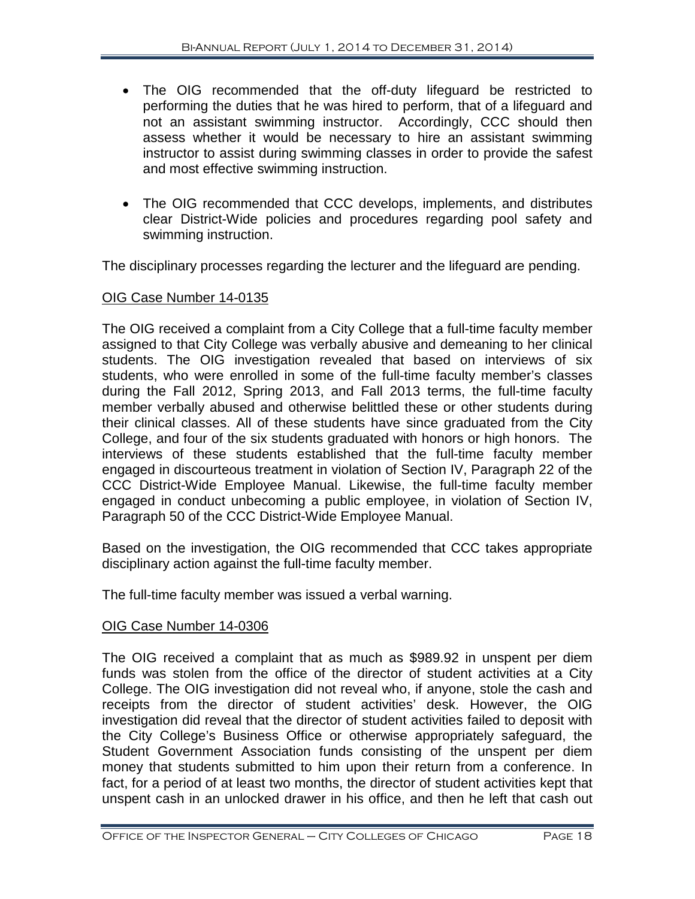- The OIG recommended that the off-duty lifeguard be restricted to performing the duties that he was hired to perform, that of a lifeguard and not an assistant swimming instructor. Accordingly, CCC should then assess whether it would be necessary to hire an assistant swimming instructor to assist during swimming classes in order to provide the safest and most effective swimming instruction.

- The OIG recommended that CCC develops, implements, and distributes clear District-Wide policies and procedures regarding pool safety and swimming instruction.

The disciplinary processes regarding the lecturer and the lifeguard are pending.

OIG Case Number 14-0135

The OIG received a complaint from a City College that a full-time faculty member assigned to that City College was verbally abusive and demeaning to her clinical students. The OIG investigation revealed that based on interviews of six students, who were enrolled in some of the full-time faculty member's classes during the Fall 2012, Spring 2013, and Fall 2013 terms, the full-time faculty member verbally abused and otherwise belittled these or other students during their clinical classes. All of these students have since graduated from the City College, and four of the six students graduated with honors or high honors. The interviews of these students established that the full-time faculty member engaged in discourteous treatment in violation of Section IV, Paragraph 22 of the CCC District-Wide Employee Manual. Likewise, the full-time faculty member engaged in conduct unbecoming a public employee, in violation of Section IV, Paragraph 50 of the CCC District-Wide Employee Manual.

Based on the investigation, the OIG recommended that CCC takes appropriate disciplinary action against the full-time faculty member.

The full-time faculty member was issued a verbal warning.

OIG Case Number 14-0306

The OIG received a complaint that as much as $989.92 in unspent per diem funds was stolen from the office of the director of student activities at a City College. The OIG investigation did not reveal who, if anyone, stole the cash and receipts from the director of student activities' desk. However, the OIG investigation did reveal that the director of student activities failed to deposit with the City College's Business Office or otherwise appropriately safeguard, the Student Government Association funds consisting of the unspent per diem money that students submitted to him upon their return from a conference. In fact, for a period of at least two months, the director of student activities kept that unspent cash in an unlocked drawer in his office, and then he left that cash out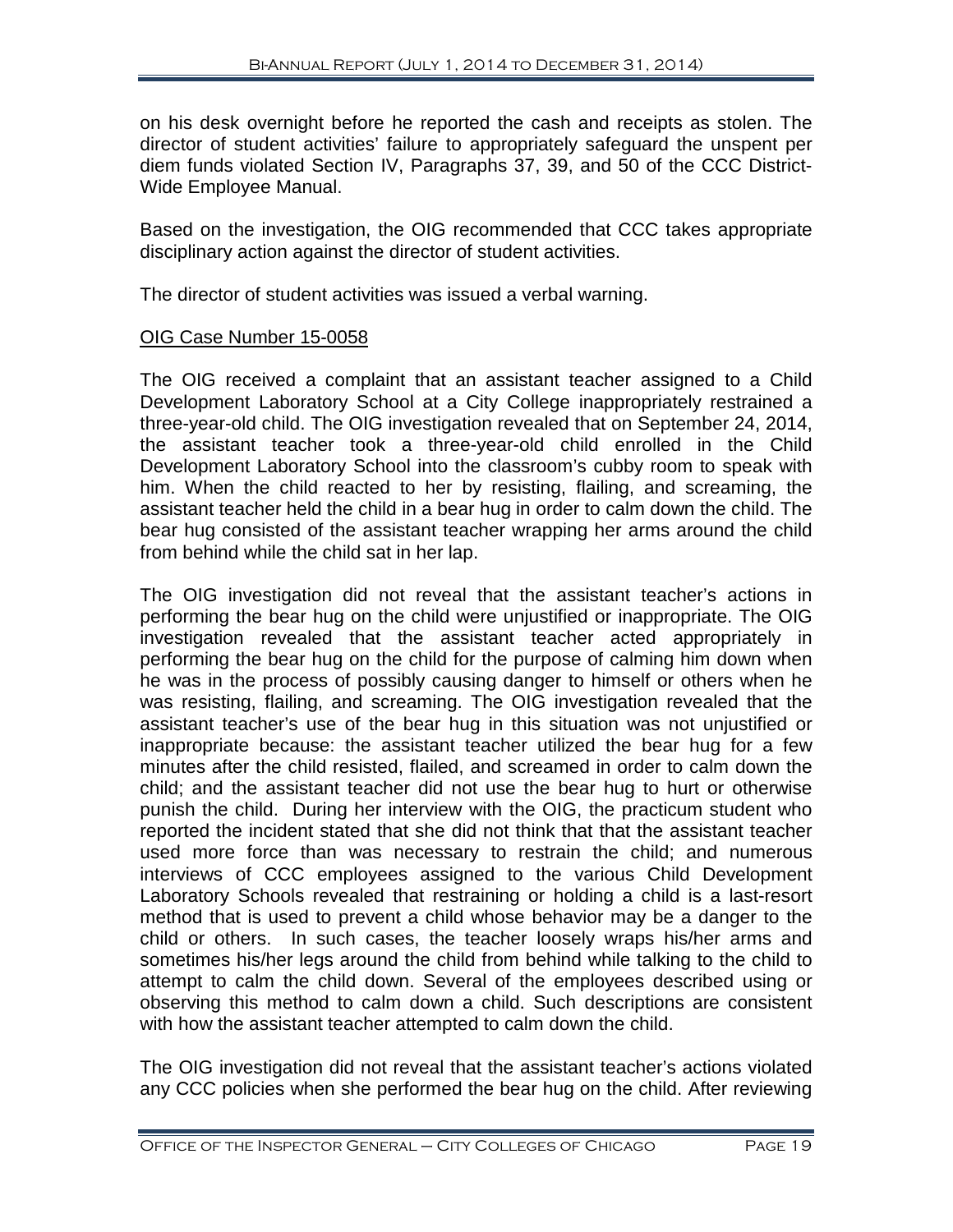on his desk overnight before he reported the cash and receipts as stolen. The director of student activities' failure to appropriately safeguard the unspent per diem funds violated Section IV, Paragraphs 37, 39, and 50 of the CCC District-Wide Employee Manual.

Based on the investigation, the OIG recommended that CCC takes appropriate disciplinary action against the director of student activities.

The director of student activities was issued a verbal warning.

OIG Case Number 15-0058

The OIG received a complaint that an assistant teacher assigned to a Child Development Laboratory School at a City College inappropriately restrained a three-year-old child. The OIG investigation revealed that on September 24, 2014, the assistant teacher took a three-year-old child enrolled in the Child Development Laboratory School into the classroom's cubby room to speak with him. When the child reacted to her by resisting, flailing, and screaming, the assistant teacher held the child in a bear hug in order to calm down the child. The bear hug consisted of the assistant teacher wrapping her arms around the child from behind while the child sat in her lap.

The OIG investigation did not reveal that the assistant teacher's actions in performing the bear hug on the child were unjustified or inappropriate. The OIG investigation revealed that the assistant teacher acted appropriately in performing the bear hug on the child for the purpose of calming him down when he was in the process of possibly causing danger to himself or others when he was resisting, flailing, and screaming. The OIG investigation revealed that the assistant teacher's use of the bear hug in this situation was not unjustified or inappropriate because: the assistant teacher utilized the bear hug for a few minutes after the child resisted, flailed, and screamed in order to calm down the child; and the assistant teacher did not use the bear hug to hurt or otherwise punish the child. During her interview with the OIG, the practicum student who reported the incident stated that she did not think that that the assistant teacher used more force than was necessary to restrain the child; and numerous interviews of CCC employees assigned to the various Child Development Laboratory Schools revealed that restraining or holding a child is a last-resort method that is used to prevent a child whose behavior may be a danger to the child or others. In such cases, the teacher loosely wraps his/her arms and sometimes his/her legs around the child from behind while talking to the child to attempt to calm the child down. Several of the employees described using or observing this method to calm down a child. Such descriptions are consistent with how the assistant teacher attempted to calm down the child.

The OIG investigation did not reveal that the assistant teacher's actions violated any CCC policies when she performed the bear hug on the child. After reviewing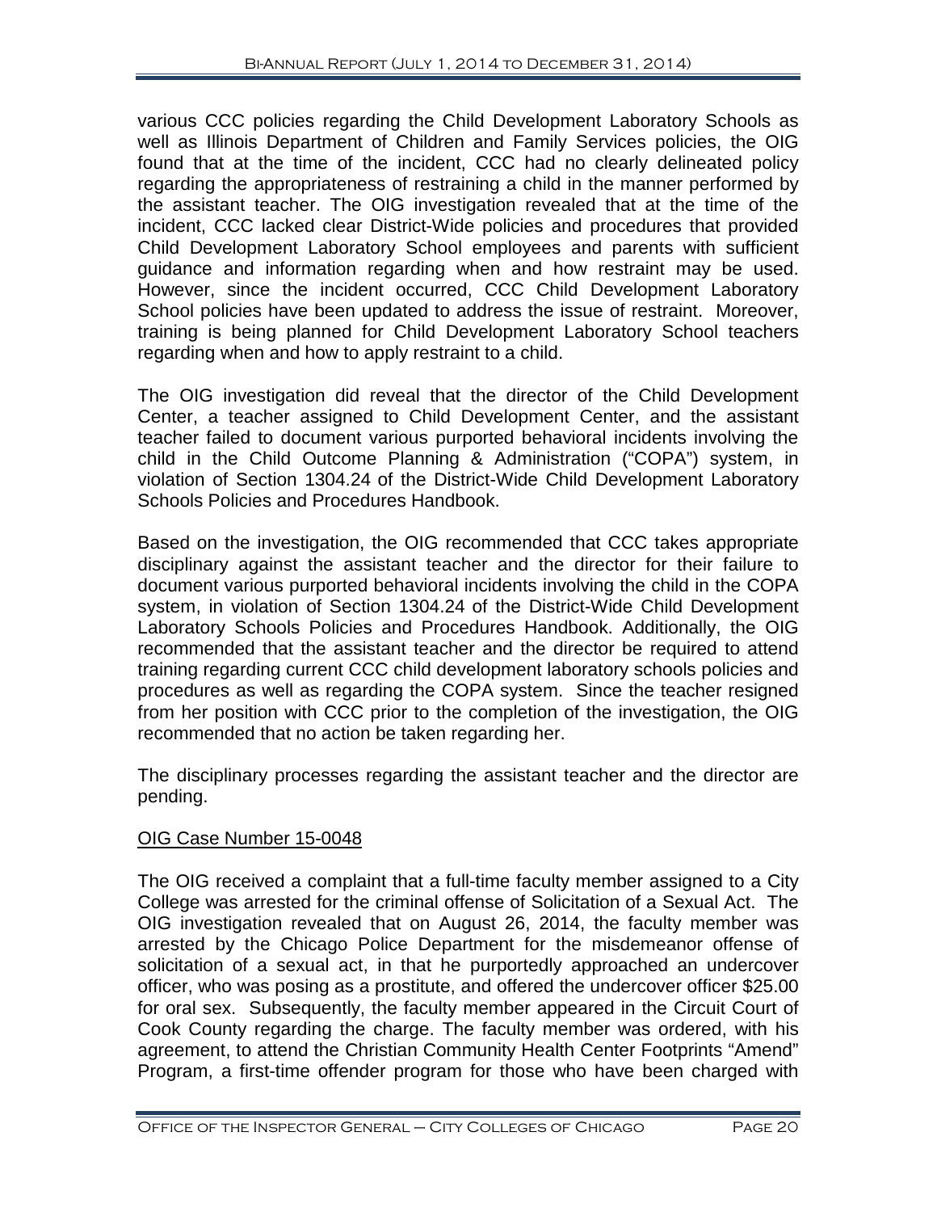various CCC policies regarding the Child Development Laboratory Schools as well as Illinois Department of Children and Family Services policies, the OIG found that at the time of the incident, CCC had no clearly delineated policy regarding the appropriateness of restraining a child in the manner performed by the assistant teacher. The OIG investigation revealed that at the time of the incident, CCC lacked clear District-Wide policies and procedures that provided Child Development Laboratory School employees and parents with sufficient guidance and information regarding when and how restraint may be used. However, since the incident occurred, CCC Child Development Laboratory School policies have been updated to address the issue of restraint. Moreover, training is being planned for Child Development Laboratory School teachers regarding when and how to apply restraint to a child.

The OIG investigation did reveal that the director of the Child Development Center, a teacher assigned to Child Development Center, and the assistant teacher failed to document various purported behavioral incidents involving the child in the Child Outcome Planning & Administration ("COPA") system, in violation of Section 1304.24 of the District-Wide Child Development Laboratory Schools Policies and Procedures Handbook.

Based on the investigation, the OIG recommended that CCC takes appropriate disciplinary against the assistant teacher and the director for their failure to document various purported behavioral incidents involving the child in the COPA system, in violation of Section 1304.24 of the District-Wide Child Development Laboratory Schools Policies and Procedures Handbook. Additionally, the OIG recommended that the assistant teacher and the director be required to attend training regarding current CCC child development laboratory schools policies and procedures as well as regarding the COPA system. Since the teacher resigned from her position with CCC prior to the completion of the investigation, the OIG recommended that no action be taken regarding her.

The disciplinary processes regarding the assistant teacher and the director are pending.

<u>OIG Case Number 15-0048</u>

The OIG received a complaint that a full-time faculty member assigned to a City College was arrested for the criminal offense of Solicitation of a Sexual Act. The OIG investigation revealed that on August 26, 2014, the faculty member was arrested by the Chicago Police Department for the misdemeanor offense of solicitation of a sexual act, in that he purportedly approached an undercover officer, who was posing as a prostitute, and offered the undercover officer $25.00 for oral sex. Subsequently, the faculty member appeared in the Circuit Court of Cook County regarding the charge. The faculty member was ordered, with his agreement, to attend the Christian Community Health Center Footprints "Amend" Program, a first-time offender program for those who have been charged with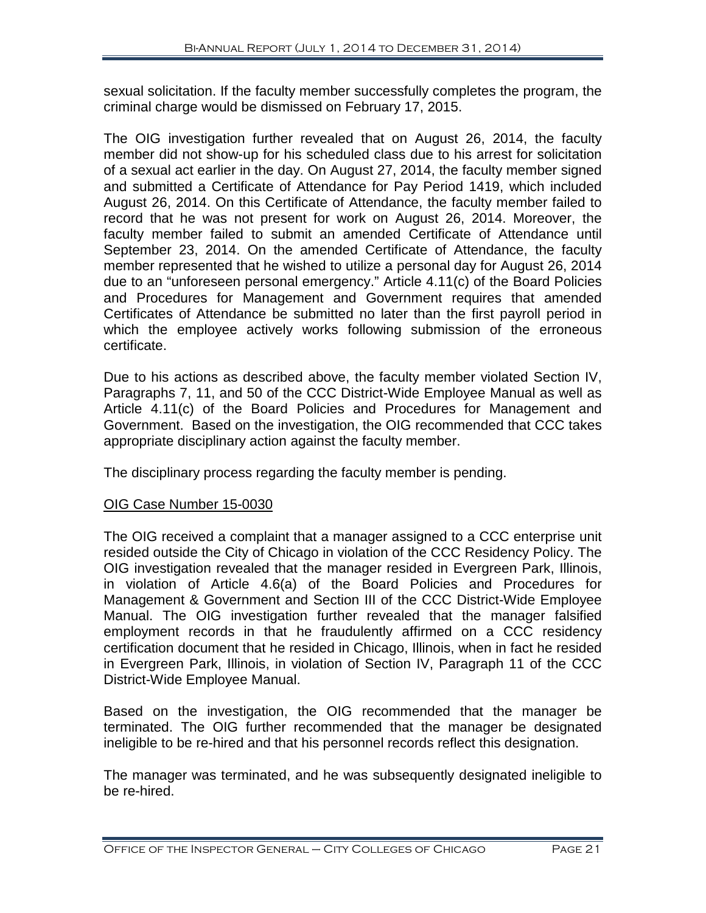sexual solicitation. If the faculty member successfully completes the program, the criminal charge would be dismissed on February 17, 2015.

The OIG investigation further revealed that on August 26, 2014, the faculty member did not show-up for his scheduled class due to his arrest for solicitation of a sexual act earlier in the day. On August 27, 2014, the faculty member signed and submitted a Certificate of Attendance for Pay Period 1419, which included August 26, 2014. On this Certificate of Attendance, the faculty member failed to record that he was not present for work on August 26, 2014. Moreover, the faculty member failed to submit an amended Certificate of Attendance until September 23, 2014. On the amended Certificate of Attendance, the faculty member represented that he wished to utilize a personal day for August 26, 2014 due to an "unforeseen personal emergency." Article 4.11(c) of the Board Policies and Procedures for Management and Government requires that amended Certificates of Attendance be submitted no later than the first payroll period in which the employee actively works following submission of the erroneous certificate.

Due to his actions as described above, the faculty member violated Section IV, Paragraphs 7, 11, and 50 of the CCC District-Wide Employee Manual as well as Article 4.11(c) of the Board Policies and Procedures for Management and Government. Based on the investigation, the OIG recommended that CCC takes appropriate disciplinary action against the faculty member.

The disciplinary process regarding the faculty member is pending.

OIG Case Number 15-0030

The OIG received a complaint that a manager assigned to a CCC enterprise unit resided outside the City of Chicago in violation of the CCC Residency Policy. The OIG investigation revealed that the manager resided in Evergreen Park, Illinois, in violation of Article 4.6(a) of the Board Policies and Procedures for Management & Government and Section III of the CCC District-Wide Employee Manual. The OIG investigation further revealed that the manager falsified employment records in that he fraudulently affirmed on a CCC residency certification document that he resided in Chicago, Illinois, when in fact he resided in Evergreen Park, Illinois, in violation of Section IV, Paragraph 11 of the CCC District-Wide Employee Manual.

Based on the investigation, the OIG recommended that the manager be terminated. The OIG further recommended that the manager be designated ineligible to be re-hired and that his personnel records reflect this designation.

The manager was terminated, and he was subsequently designated ineligible to be re-hired.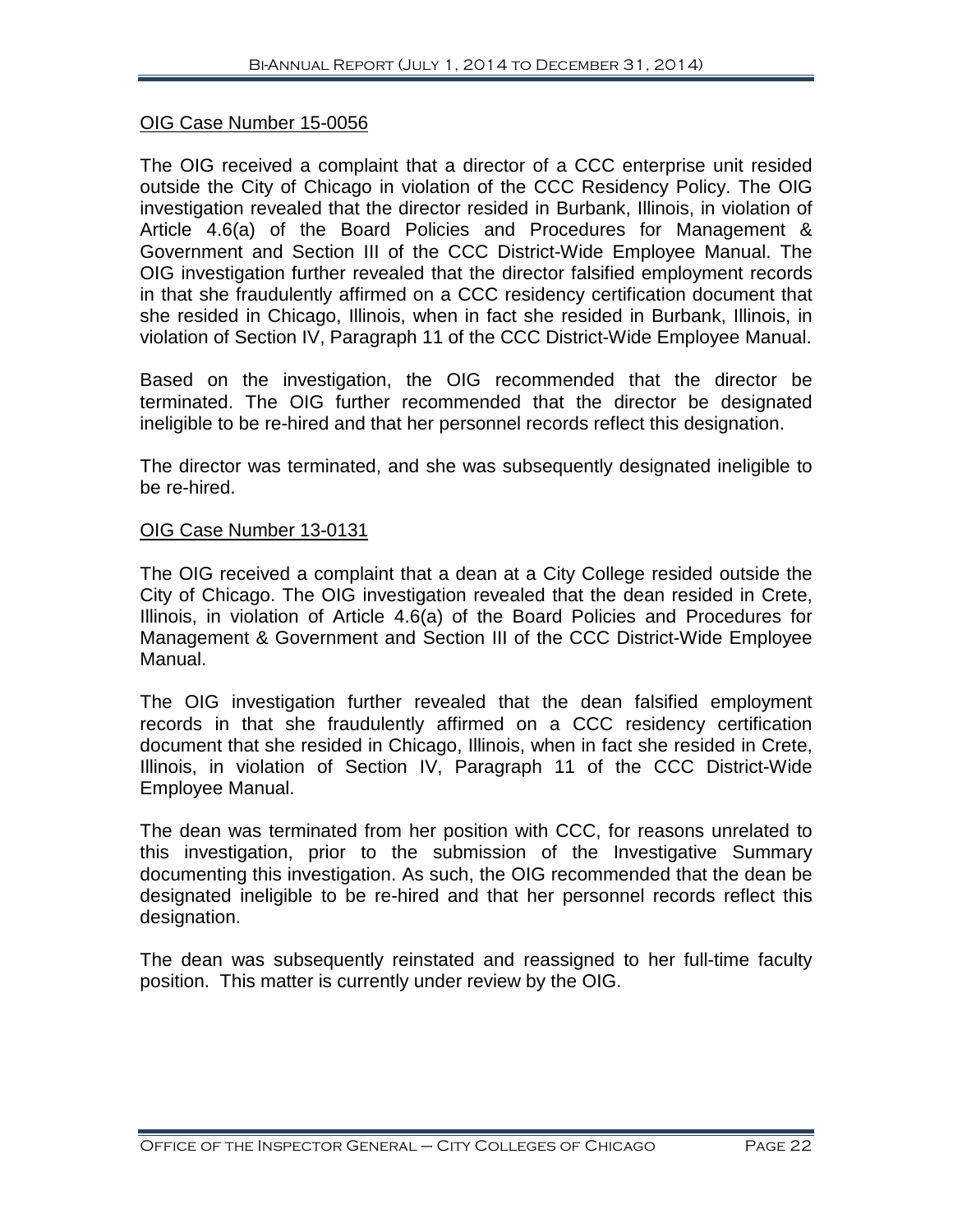<u>OIG Case Number 15-0056</u>

The OIG received a complaint that a director of a CCC enterprise unit resided outside the City of Chicago in violation of the CCC Residency Policy. The OIG investigation revealed that the director resided in Burbank, Illinois, in violation of Article 4.6(a) of the Board Policies and Procedures for Management & Government and Section III of the CCC District-Wide Employee Manual. The OIG investigation further revealed that the director falsified employment records in that she fraudulently affirmed on a CCC residency certification document that she resided in Chicago, Illinois, when in fact she resided in Burbank, Illinois, in violation of Section IV, Paragraph 11 of the CCC District-Wide Employee Manual.

Based on the investigation, the OIG recommended that the director be terminated. The OIG further recommended that the director be designated ineligible to be re-hired and that her personnel records reflect this designation.

The director was terminated, and she was subsequently designated ineligible to be re-hired.

<u>OIG Case Number 13-0131</u>

The OIG received a complaint that a dean at a City College resided outside the City of Chicago. The OIG investigation revealed that the dean resided in Crete, Illinois, in violation of Article 4.6(a) of the Board Policies and Procedures for Management & Government and Section III of the CCC District-Wide Employee Manual.

The OIG investigation further revealed that the dean falsified employment records in that she fraudulently affirmed on a CCC residency certification document that she resided in Chicago, Illinois, when in fact she resided in Crete, Illinois, in violation of Section IV, Paragraph 11 of the CCC District-Wide Employee Manual.

The dean was terminated from her position with CCC, for reasons unrelated to this investigation, prior to the submission of the Investigative Summary documenting this investigation. As such, the OIG recommended that the dean be designated ineligible to be re-hired and that her personnel records reflect this designation.

The dean was subsequently reinstated and reassigned to her full-time faculty position. This matter is currently under review by the OIG.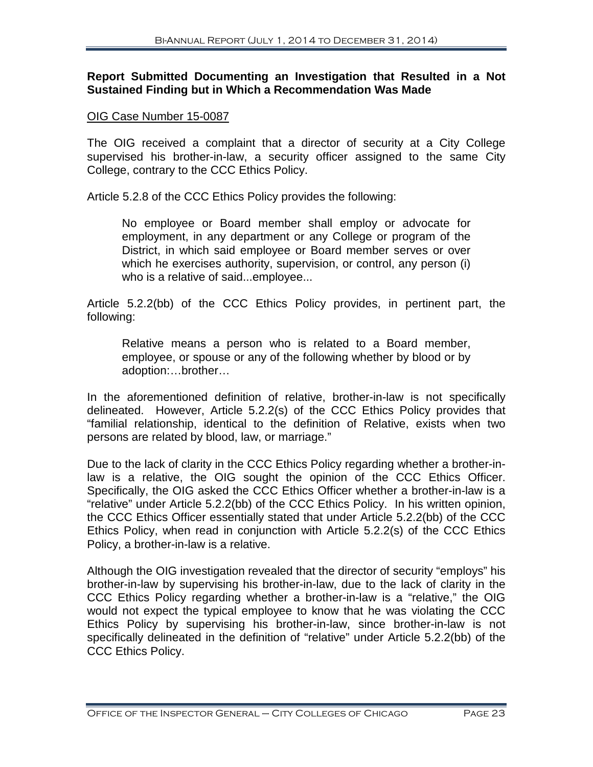**Report Submitted Documenting an Investigation that Resulted in a Not Sustained Finding but in Which a Recommendation Was Made**

OIG Case Number 15-0087

The OIG received a complaint that a director of security at a City College supervised his brother-in-law, a security officer assigned to the same City College, contrary to the CCC Ethics Policy.

Article 5.2.8 of the CCC Ethics Policy provides the following:

> No employee or Board member shall employ or advocate for employment, in any department or any College or program of the District, in which said employee or Board member serves or over which he exercises authority, supervision, or control, any person (i) who is a relative of said...employee...

Article 5.2.2(bb) of the CCC Ethics Policy provides, in pertinent part, the following:

> Relative means a person who is related to a Board member, employee, or spouse or any of the following whether by blood or by adoption:…brother…

In the aforementioned definition of relative, brother-in-law is not specifically delineated. However, Article 5.2.2(s) of the CCC Ethics Policy provides that "familial relationship, identical to the definition of Relative, exists when two persons are related by blood, law, or marriage."

Due to the lack of clarity in the CCC Ethics Policy regarding whether a brother-in-law is a relative, the OIG sought the opinion of the CCC Ethics Officer. Specifically, the OIG asked the CCC Ethics Officer whether a brother-in-law is a "relative" under Article 5.2.2(bb) of the CCC Ethics Policy. In his written opinion, the CCC Ethics Officer essentially stated that under Article 5.2.2(bb) of the CCC Ethics Policy, when read in conjunction with Article 5.2.2(s) of the CCC Ethics Policy, a brother-in-law is a relative.

Although the OIG investigation revealed that the director of security "employs" his brother-in-law by supervising his brother-in-law, due to the lack of clarity in the CCC Ethics Policy regarding whether a brother-in-law is a "relative," the OIG would not expect the typical employee to know that he was violating the CCC Ethics Policy by supervising his brother-in-law, since brother-in-law is not specifically delineated in the definition of "relative" under Article 5.2.2(bb) of the CCC Ethics Policy.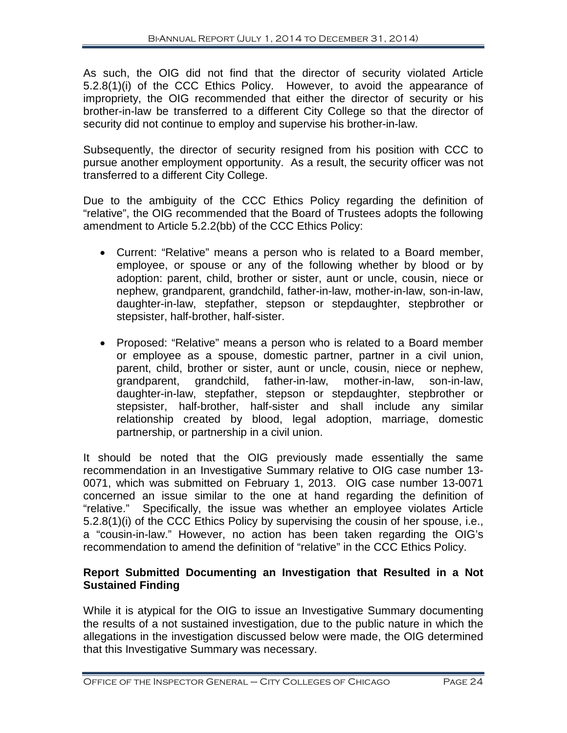As such, the OIG did not find that the director of security violated Article 5.2.8(1)(i) of the CCC Ethics Policy. However, to avoid the appearance of impropriety, the OIG recommended that either the director of security or his brother-in-law be transferred to a different City College so that the director of security did not continue to employ and supervise his brother-in-law.

Subsequently, the director of security resigned from his position with CCC to pursue another employment opportunity. As a result, the security officer was not transferred to a different City College.

Due to the ambiguity of the CCC Ethics Policy regarding the definition of "relative", the OIG recommended that the Board of Trustees adopts the following amendment to Article 5.2.2(bb) of the CCC Ethics Policy:

- Current: "Relative" means a person who is related to a Board member, employee, or spouse or any of the following whether by blood or by adoption: parent, child, brother or sister, aunt or uncle, cousin, niece or nephew, grandparent, grandchild, father-in-law, mother-in-law, son-in-law, daughter-in-law, stepfather, stepson or stepdaughter, stepbrother or stepsister, half-brother, half-sister.

- Proposed: "Relative" means a person who is related to a Board member or employee as a spouse, domestic partner, partner in a civil union, parent, child, brother or sister, aunt or uncle, cousin, niece or nephew, grandparent, grandchild, father-in-law, mother-in-law, son-in-law, daughter-in-law, stepfather, stepson or stepdaughter, stepbrother or stepsister, half-brother, half-sister and shall include any similar relationship created by blood, legal adoption, marriage, domestic partnership, or partnership in a civil union.

It should be noted that the OIG previously made essentially the same recommendation in an Investigative Summary relative to OIG case number 13-0071, which was submitted on February 1, 2013. OIG case number 13-0071 concerned an issue similar to the one at hand regarding the definition of "relative." Specifically, the issue was whether an employee violates Article 5.2.8(1)(i) of the CCC Ethics Policy by supervising the cousin of her spouse, i.e., a "cousin-in-law." However, no action has been taken regarding the OIG's recommendation to amend the definition of "relative" in the CCC Ethics Policy.

**Report Submitted Documenting an Investigation that Resulted in a Not Sustained Finding**

While it is atypical for the OIG to issue an Investigative Summary documenting the results of a not sustained investigation, due to the public nature in which the allegations in the investigation discussed below were made, the OIG determined that this Investigative Summary was necessary.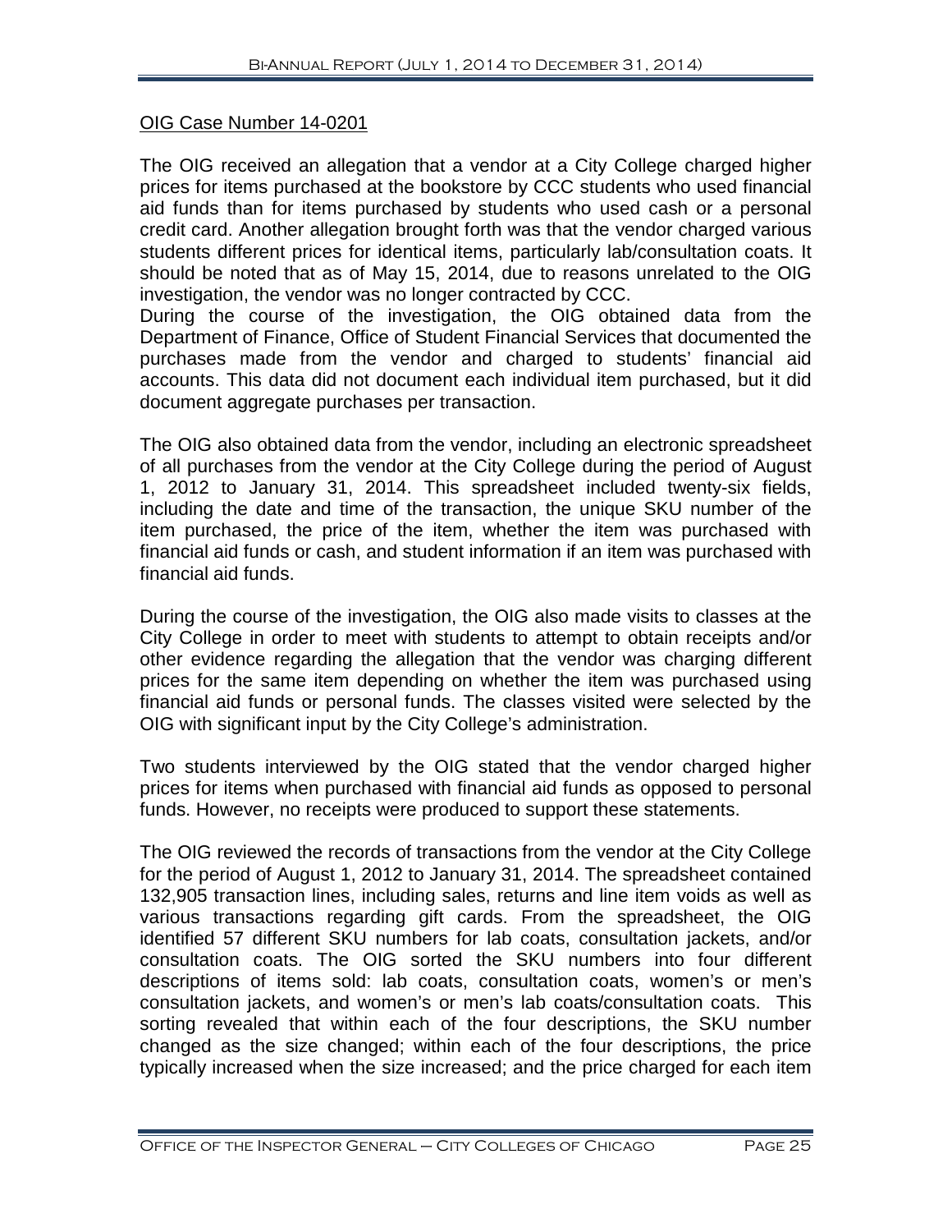OIG Case Number 14-0201

The OIG received an allegation that a vendor at a City College charged higher prices for items purchased at the bookstore by CCC students who used financial aid funds than for items purchased by students who used cash or a personal credit card. Another allegation brought forth was that the vendor charged various students different prices for identical items, particularly lab/consultation coats. It should be noted that as of May 15, 2014, due to reasons unrelated to the OIG investigation, the vendor was no longer contracted by CCC.

During the course of the investigation, the OIG obtained data from the Department of Finance, Office of Student Financial Services that documented the purchases made from the vendor and charged to students' financial aid accounts. This data did not document each individual item purchased, but it did document aggregate purchases per transaction.

The OIG also obtained data from the vendor, including an electronic spreadsheet of all purchases from the vendor at the City College during the period of August 1, 2012 to January 31, 2014. This spreadsheet included twenty-six fields, including the date and time of the transaction, the unique SKU number of the item purchased, the price of the item, whether the item was purchased with financial aid funds or cash, and student information if an item was purchased with financial aid funds.

During the course of the investigation, the OIG also made visits to classes at the City College in order to meet with students to attempt to obtain receipts and/or other evidence regarding the allegation that the vendor was charging different prices for the same item depending on whether the item was purchased using financial aid funds or personal funds. The classes visited were selected by the OIG with significant input by the City College's administration.

Two students interviewed by the OIG stated that the vendor charged higher prices for items when purchased with financial aid funds as opposed to personal funds. However, no receipts were produced to support these statements.

The OIG reviewed the records of transactions from the vendor at the City College for the period of August 1, 2012 to January 31, 2014. The spreadsheet contained 132,905 transaction lines, including sales, returns and line item voids as well as various transactions regarding gift cards. From the spreadsheet, the OIG identified 57 different SKU numbers for lab coats, consultation jackets, and/or consultation coats. The OIG sorted the SKU numbers into four different descriptions of items sold: lab coats, consultation coats, women's or men's consultation jackets, and women's or men's lab coats/consultation coats. This sorting revealed that within each of the four descriptions, the SKU number changed as the size changed; within each of the four descriptions, the price typically increased when the size increased; and the price charged for each item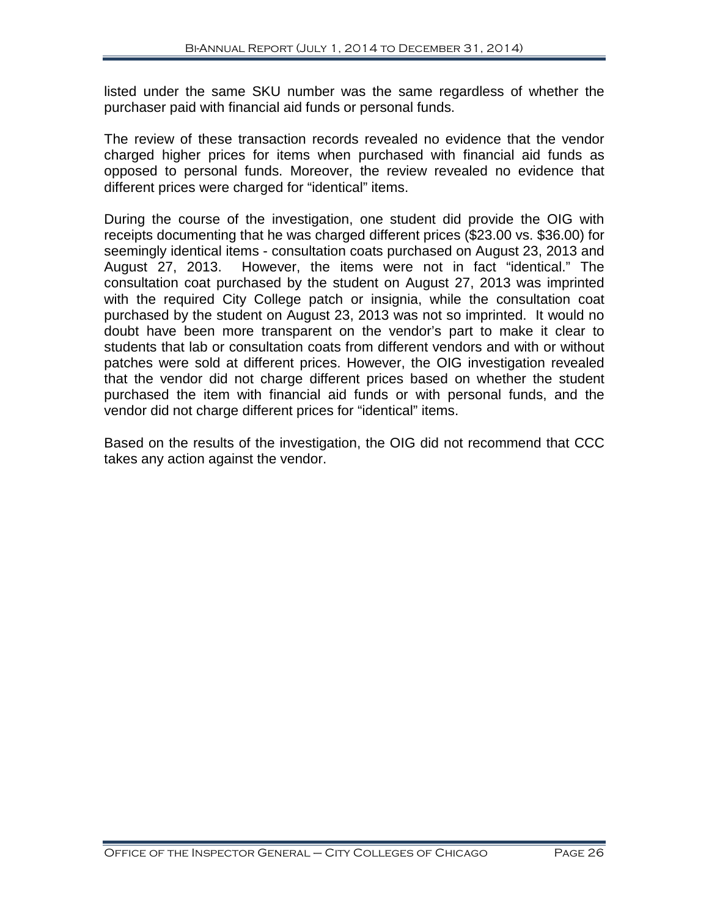listed under the same SKU number was the same regardless of whether the purchaser paid with financial aid funds or personal funds.

The review of these transaction records revealed no evidence that the vendor charged higher prices for items when purchased with financial aid funds as opposed to personal funds. Moreover, the review revealed no evidence that different prices were charged for "identical" items.

During the course of the investigation, one student did provide the OIG with receipts documenting that he was charged different prices ($23.00 vs. $36.00) for seemingly identical items - consultation coats purchased on August 23, 2013 and August 27, 2013. However, the items were not in fact "identical." The consultation coat purchased by the student on August 27, 2013 was imprinted with the required City College patch or insignia, while the consultation coat purchased by the student on August 23, 2013 was not so imprinted. It would no doubt have been more transparent on the vendor's part to make it clear to students that lab or consultation coats from different vendors and with or without patches were sold at different prices. However, the OIG investigation revealed that the vendor did not charge different prices based on whether the student purchased the item with financial aid funds or with personal funds, and the vendor did not charge different prices for "identical" items.

Based on the results of the investigation, the OIG did not recommend that CCC takes any action against the vendor.